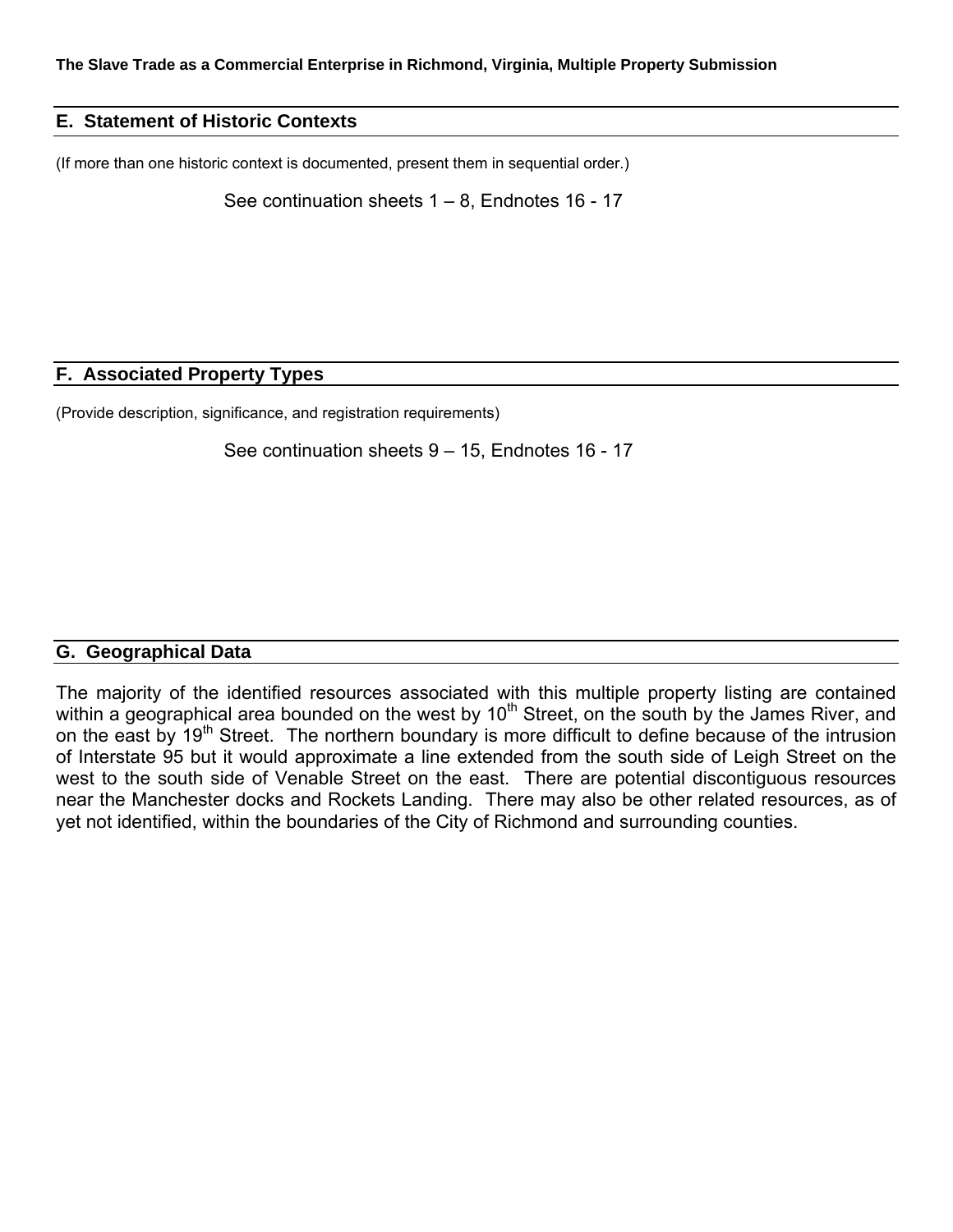## E. Statement of Historic Contexts

(If more than one historic context is documented, present them in sequential order.)

See continuation sheets 1 – 8, Endnotes 16 - 17

## F. Associated Property Types

(Provide description, significance, and registration requirements)

See continuation sheets 9 – 15, Endnotes 16 - 17

## G. Geographical Data

The majority of the identified resources associated with this multiple property listing are contained within a geographical area bounded on the west by 10th Street, on the south by the James River, and on the east by 19th Street. The northern boundary is more difficult to define because of the intrusion of Interstate 95 but it would approximate a line extended from the south side of Leigh Street on the west to the south side of Venable Street on the east. There are potential discontiguous resources near the Manchester docks and Rockets Landing. There may also be other related resources, as of yet not identified, within the boundaries of the City of Richmond and surrounding counties.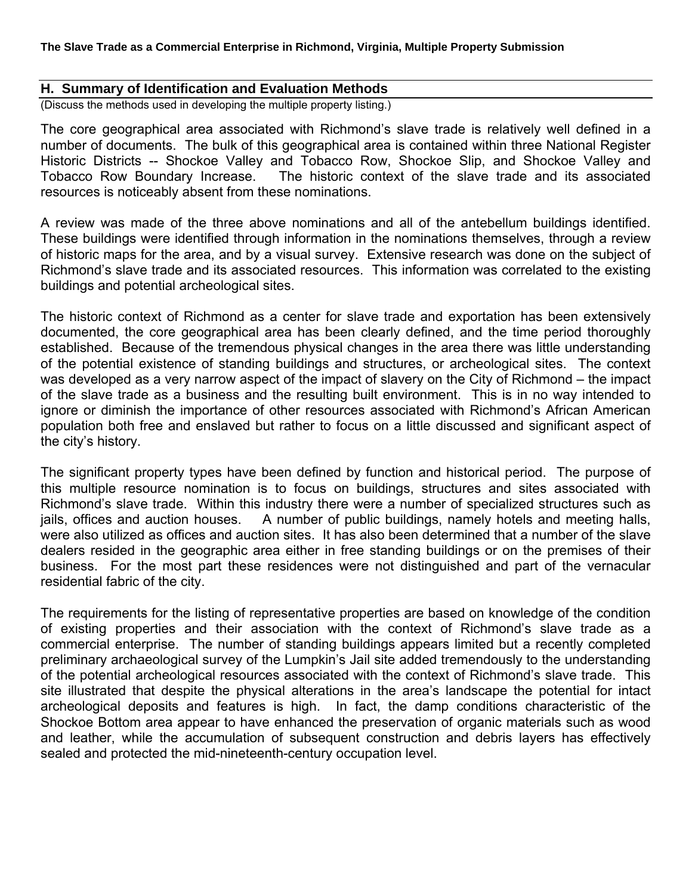## H. Summary of Identification and Evaluation Methods

(Discuss the methods used in developing the multiple property listing.)

The core geographical area associated with Richmond's slave trade is relatively well defined in a number of documents. The bulk of this geographical area is contained within three National Register Historic Districts -- Shockoe Valley and Tobacco Row, Shockoe Slip, and Shockoe Valley and Tobacco Row Boundary Increase. The historic context of the slave trade and its associated resources is noticeably absent from these nominations.

A review was made of the three above nominations and all of the antebellum buildings identified. These buildings were identified through information in the nominations themselves, through a review of historic maps for the area, and by a visual survey. Extensive research was done on the subject of Richmond's slave trade and its associated resources. This information was correlated to the existing buildings and potential archeological sites.

The historic context of Richmond as a center for slave trade and exportation has been extensively documented, the core geographical area has been clearly defined, and the time period thoroughly established. Because of the tremendous physical changes in the area there was little understanding of the potential existence of standing buildings and structures, or archeological sites. The context was developed as a very narrow aspect of the impact of slavery on the City of Richmond – the impact of the slave trade as a business and the resulting built environment. This is in no way intended to ignore or diminish the importance of other resources associated with Richmond's African American population both free and enslaved but rather to focus on a little discussed and significant aspect of the city's history.

The significant property types have been defined by function and historical period. The purpose of this multiple resource nomination is to focus on buildings, structures and sites associated with Richmond's slave trade. Within this industry there were a number of specialized structures such as jails, offices and auction houses. A number of public buildings, namely hotels and meeting halls, were also utilized as offices and auction sites. It has also been determined that a number of the slave dealers resided in the geographic area either in free standing buildings or on the premises of their business. For the most part these residences were not distinguished and part of the vernacular residential fabric of the city.

The requirements for the listing of representative properties are based on knowledge of the condition of existing properties and their association with the context of Richmond's slave trade as a commercial enterprise. The number of standing buildings appears limited but a recently completed preliminary archaeological survey of the Lumpkin's Jail site added tremendously to the understanding of the potential archeological resources associated with the context of Richmond's slave trade. This site illustrated that despite the physical alterations in the area's landscape the potential for intact archeological deposits and features is high. In fact, the damp conditions characteristic of the Shockoe Bottom area appear to have enhanced the preservation of organic materials such as wood and leather, while the accumulation of subsequent construction and debris layers has effectively sealed and protected the mid-nineteenth-century occupation level.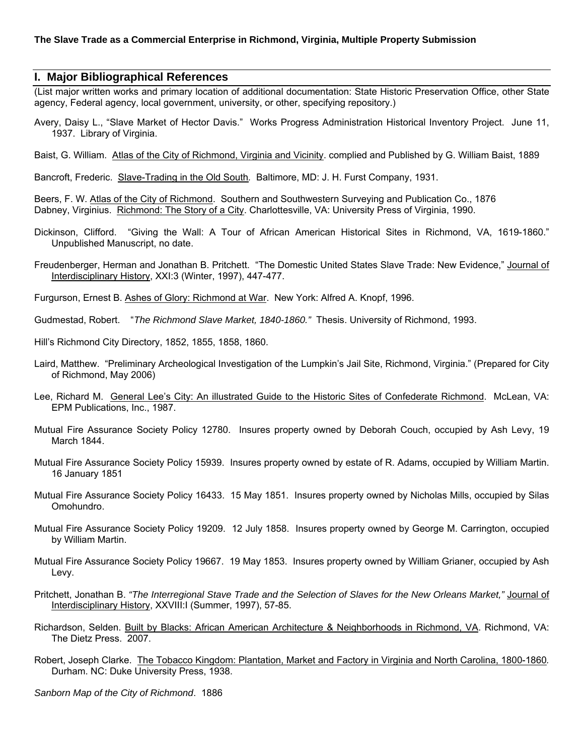**The Slave Trade as a Commercial Enterprise in Richmond, Virginia, Multiple Property Submission**

## I. Major Bibliographical References

(List major written works and primary location of additional documentation: State Historic Preservation Office, other State agency, Federal agency, local government, university, or other, specifying repository.)

Avery, Daisy L., "Slave Market of Hector Davis." Works Progress Administration Historical Inventory Project. June 11, 1937. Library of Virginia.

Baist, G. William. Atlas of the City of Richmond, Virginia and Vicinity. complied and Published by G. William Baist, 1889

Bancroft, Frederic. Slave-Trading in the Old South. Baltimore, MD: J. H. Furst Company, 1931.

Beers, F. W. Atlas of the City of Richmond. Southern and Southwestern Surveying and Publication Co., 1876
Dabney, Virginius. Richmond: The Story of a City. Charlottesville, VA: University Press of Virginia, 1990.

Dickinson, Clifford. "Giving the Wall: A Tour of African American Historical Sites in Richmond, VA, 1619-1860." Unpublished Manuscript, no date.

Freudenberger, Herman and Jonathan B. Pritchett. "The Domestic United States Slave Trade: New Evidence," Journal of Interdisciplinary History, XXI:3 (Winter, 1997), 447-477.

Furgurson, Ernest B. Ashes of Glory: Richmond at War. New York: Alfred A. Knopf, 1996.

Gudmestad, Robert. "*The Richmond Slave Market, 1840-1860.*" Thesis. University of Richmond, 1993.

Hill's Richmond City Directory, 1852, 1855, 1858, 1860.

Laird, Matthew. "Preliminary Archeological Investigation of the Lumpkin's Jail Site, Richmond, Virginia." (Prepared for City of Richmond, May 2006)

Lee, Richard M. General Lee's City: An illustrated Guide to the Historic Sites of Confederate Richmond. McLean, VA: EPM Publications, Inc., 1987.

Mutual Fire Assurance Society Policy 12780. Insures property owned by Deborah Couch, occupied by Ash Levy, 19 March 1844.

Mutual Fire Assurance Society Policy 15939. Insures property owned by estate of R. Adams, occupied by William Martin. 16 January 1851

Mutual Fire Assurance Society Policy 16433. 15 May 1851. Insures property owned by Nicholas Mills, occupied by Silas Omohundro.

Mutual Fire Assurance Society Policy 19209. 12 July 1858. Insures property owned by George M. Carrington, occupied by William Martin.

Mutual Fire Assurance Society Policy 19667. 19 May 1853. Insures property owned by William Grianer, occupied by Ash Levy.

Pritchett, Jonathan B. *"The Interregional Stave Trade and the Selection of Slaves for the New Orleans Market,"* Journal of Interdisciplinary History, XXVIII:I (Summer, 1997), 57-85.

Richardson, Selden. Built by Blacks: African American Architecture & Neighborhoods in Richmond, VA. Richmond, VA: The Dietz Press. 2007.

Robert, Joseph Clarke. The Tobacco Kingdom: Plantation, Market and Factory in Virginia and North Carolina, 1800-1860. Durham. NC: Duke University Press, 1938.

*Sanborn Map of the City of Richmond*. 1886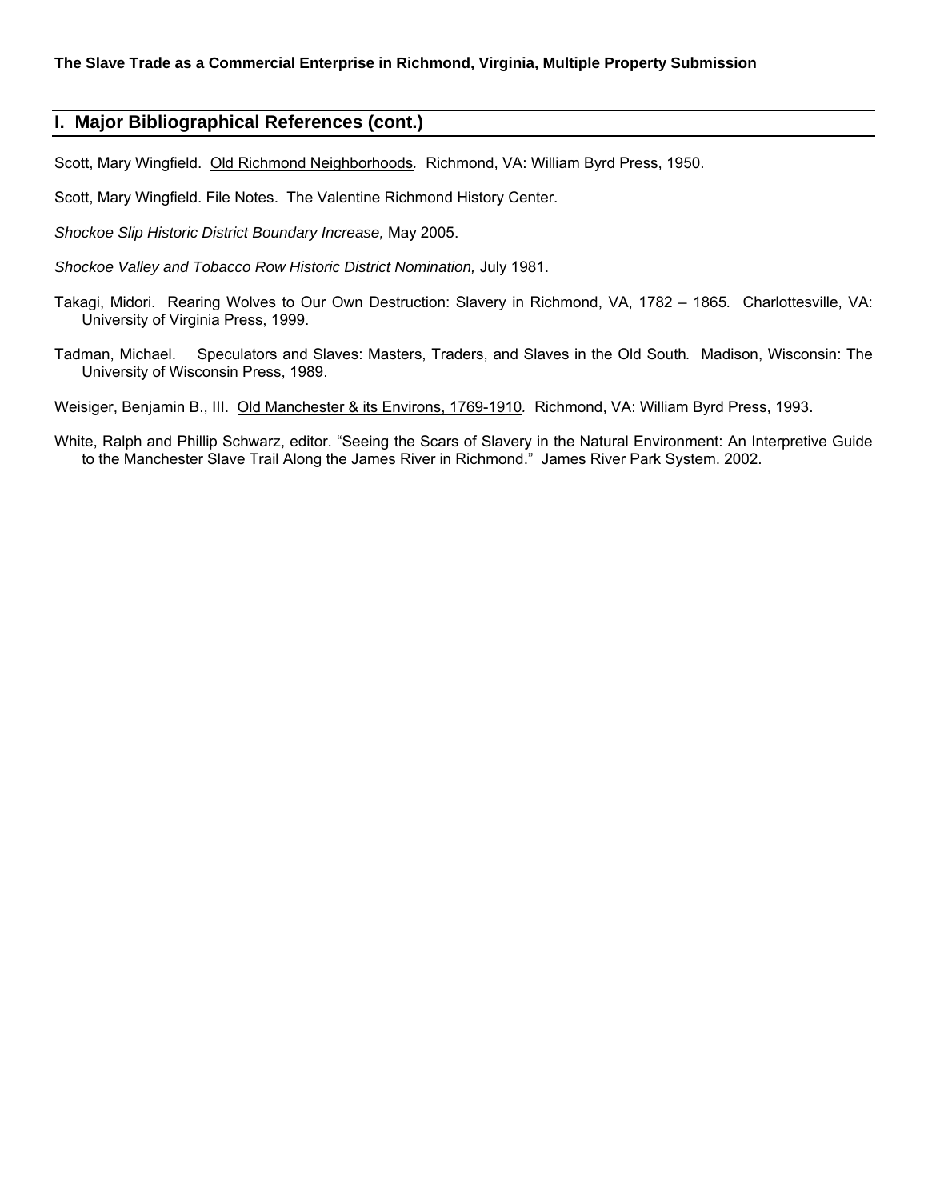## I. Major Bibliographical References (cont.)

Scott, Mary Wingfield. Old Richmond Neighborhoods. Richmond, VA: William Byrd Press, 1950.

Scott, Mary Wingfield. File Notes. The Valentine Richmond History Center.

*Shockoe Slip Historic District Boundary Increase,* May 2005.

*Shockoe Valley and Tobacco Row Historic District Nomination,* July 1981.

Takagi, Midori. Rearing Wolves to Our Own Destruction: Slavery in Richmond, VA, 1782 – 1865. Charlottesville, VA: University of Virginia Press, 1999.

Tadman, Michael. Speculators and Slaves: Masters, Traders, and Slaves in the Old South. Madison, Wisconsin: The University of Wisconsin Press, 1989.

Weisiger, Benjamin B., III. Old Manchester & its Environs, 1769-1910. Richmond, VA: William Byrd Press, 1993.

White, Ralph and Phillip Schwarz, editor. "Seeing the Scars of Slavery in the Natural Environment: An Interpretive Guide to the Manchester Slave Trail Along the James River in Richmond." James River Park System. 2002.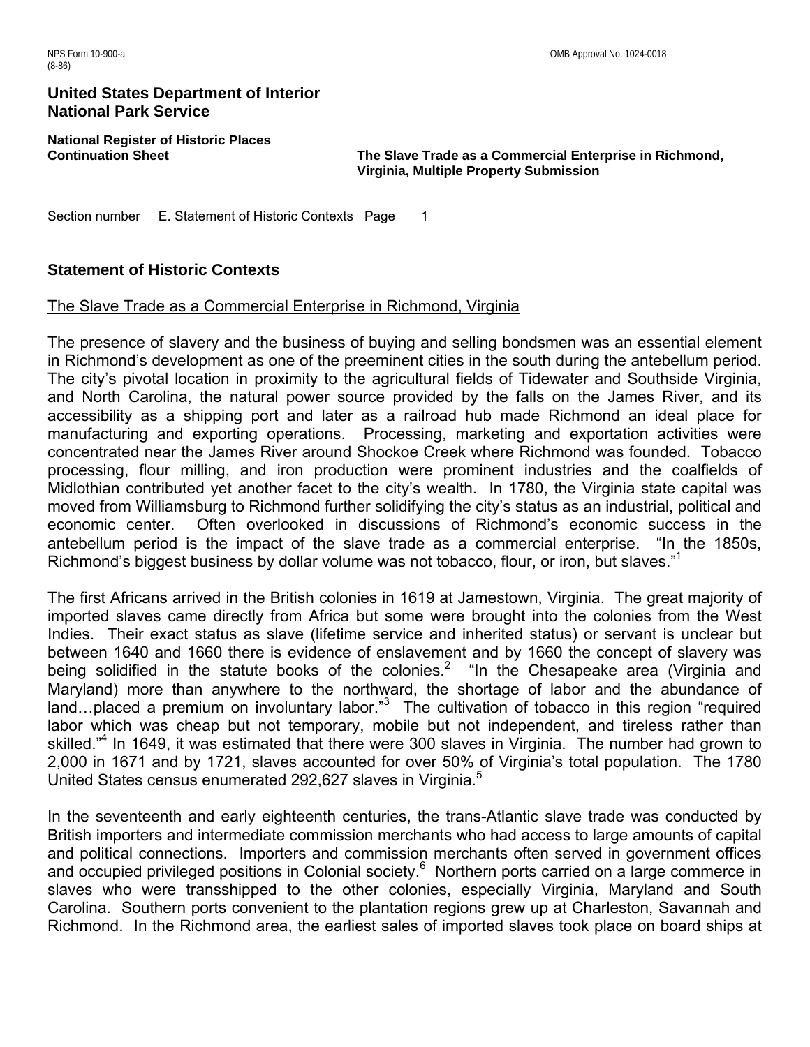## Statement of Historic Contexts

The Slave Trade as a Commercial Enterprise in Richmond, Virginia

The presence of slavery and the business of buying and selling bondsmen was an essential element in Richmond's development as one of the preeminent cities in the south during the antebellum period. The city's pivotal location in proximity to the agricultural fields of Tidewater and Southside Virginia, and North Carolina, the natural power source provided by the falls on the James River, and its accessibility as a shipping port and later as a railroad hub made Richmond an ideal place for manufacturing and exporting operations. Processing, marketing and exportation activities were concentrated near the James River around Shockoe Creek where Richmond was founded. Tobacco processing, flour milling, and iron production were prominent industries and the coalfields of Midlothian contributed yet another facet to the city's wealth. In 1780, the Virginia state capital was moved from Williamsburg to Richmond further solidifying the city's status as an industrial, political and economic center. Often overlooked in discussions of Richmond's economic success in the antebellum period is the impact of the slave trade as a commercial enterprise. "In the 1850s, Richmond's biggest business by dollar volume was not tobacco, flour, or iron, but slaves."[1]

The first Africans arrived in the British colonies in 1619 at Jamestown, Virginia. The great majority of imported slaves came directly from Africa but some were brought into the colonies from the West Indies. Their exact status as slave (lifetime service and inherited status) or servant is unclear but between 1640 and 1660 there is evidence of enslavement and by 1660 the concept of slavery was being solidified in the statute books of the colonies.[2] "In the Chesapeake area (Virginia and Maryland) more than anywhere to the northward, the shortage of labor and the abundance of land…placed a premium on involuntary labor."[3] The cultivation of tobacco in this region "required labor which was cheap but not temporary, mobile but not independent, and tireless rather than skilled."[4] In 1649, it was estimated that there were 300 slaves in Virginia. The number had grown to 2,000 in 1671 and by 1721, slaves accounted for over 50% of Virginia's total population. The 1780 United States census enumerated 292,627 slaves in Virginia.[5]

In the seventeenth and early eighteenth centuries, the trans-Atlantic slave trade was conducted by British importers and intermediate commission merchants who had access to large amounts of capital and political connections. Importers and commission merchants often served in government offices and occupied privileged positions in Colonial society.[6] Northern ports carried on a large commerce in slaves who were transshipped to the other colonies, especially Virginia, Maryland and South Carolina. Southern ports convenient to the plantation regions grew up at Charleston, Savannah and Richmond. In the Richmond area, the earliest sales of imported slaves took place on board ships at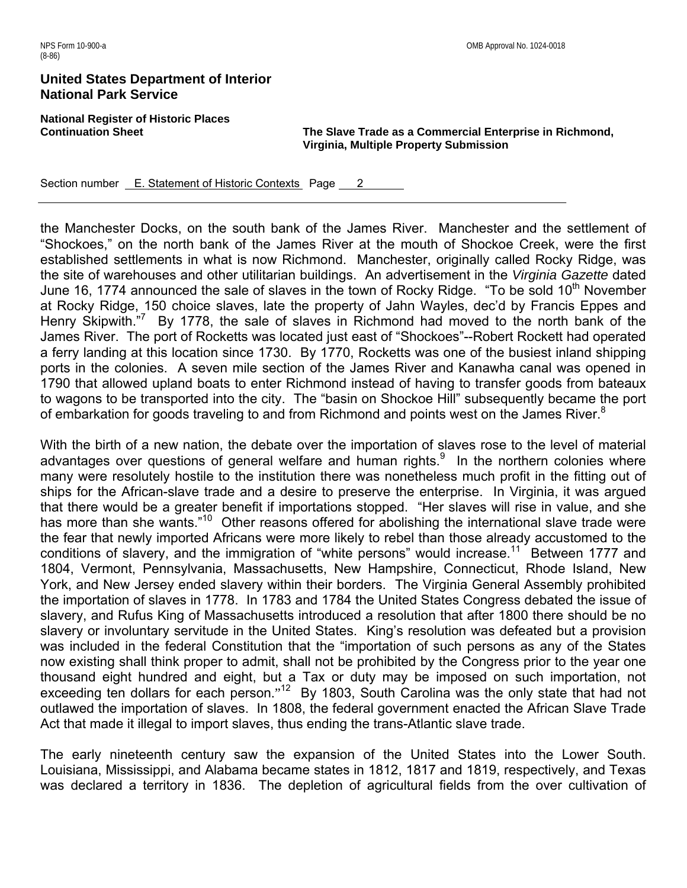the Manchester Docks, on the south bank of the James River. Manchester and the settlement of "Shockoes," on the north bank of the James River at the mouth of Shockoe Creek, were the first established settlements in what is now Richmond. Manchester, originally called Rocky Ridge, was the site of warehouses and other utilitarian buildings. An advertisement in the *Virginia Gazette* dated June 16, 1774 announced the sale of slaves in the town of Rocky Ridge. "To be sold 10th November at Rocky Ridge, 150 choice slaves, late the property of Jahn Wayles, dec'd by Francis Eppes and Henry Skipwith."[7] By 1778, the sale of slaves in Richmond had moved to the north bank of the James River. The port of Rocketts was located just east of "Shockoes"--Robert Rockett had operated a ferry landing at this location since 1730. By 1770, Rocketts was one of the busiest inland shipping ports in the colonies. A seven mile section of the James River and Kanawha canal was opened in 1790 that allowed upland boats to enter Richmond instead of having to transfer goods from bateaux to wagons to be transported into the city. The "basin on Shockoe Hill" subsequently became the port of embarkation for goods traveling to and from Richmond and points west on the James River.[8]

With the birth of a new nation, the debate over the importation of slaves rose to the level of material advantages over questions of general welfare and human rights.[9] In the northern colonies where many were resolutely hostile to the institution there was nonetheless much profit in the fitting out of ships for the African-slave trade and a desire to preserve the enterprise. In Virginia, it was argued that there would be a greater benefit if importations stopped. "Her slaves will rise in value, and she has more than she wants."[10] Other reasons offered for abolishing the international slave trade were the fear that newly imported Africans were more likely to rebel than those already accustomed to the conditions of slavery, and the immigration of "white persons" would increase.[11] Between 1777 and 1804, Vermont, Pennsylvania, Massachusetts, New Hampshire, Connecticut, Rhode Island, New York, and New Jersey ended slavery within their borders. The Virginia General Assembly prohibited the importation of slaves in 1778. In 1783 and 1784 the United States Congress debated the issue of slavery, and Rufus King of Massachusetts introduced a resolution that after 1800 there should be no slavery or involuntary servitude in the United States. King's resolution was defeated but a provision was included in the federal Constitution that the "importation of such persons as any of the States now existing shall think proper to admit, shall not be prohibited by the Congress prior to the year one thousand eight hundred and eight, but a Tax or duty may be imposed on such importation, not exceeding ten dollars for each person."[12] By 1803, South Carolina was the only state that had not outlawed the importation of slaves. In 1808, the federal government enacted the African Slave Trade Act that made it illegal to import slaves, thus ending the trans-Atlantic slave trade.

The early nineteenth century saw the expansion of the United States into the Lower South. Louisiana, Mississippi, and Alabama became states in 1812, 1817 and 1819, respectively, and Texas was declared a territory in 1836. The depletion of agricultural fields from the over cultivation of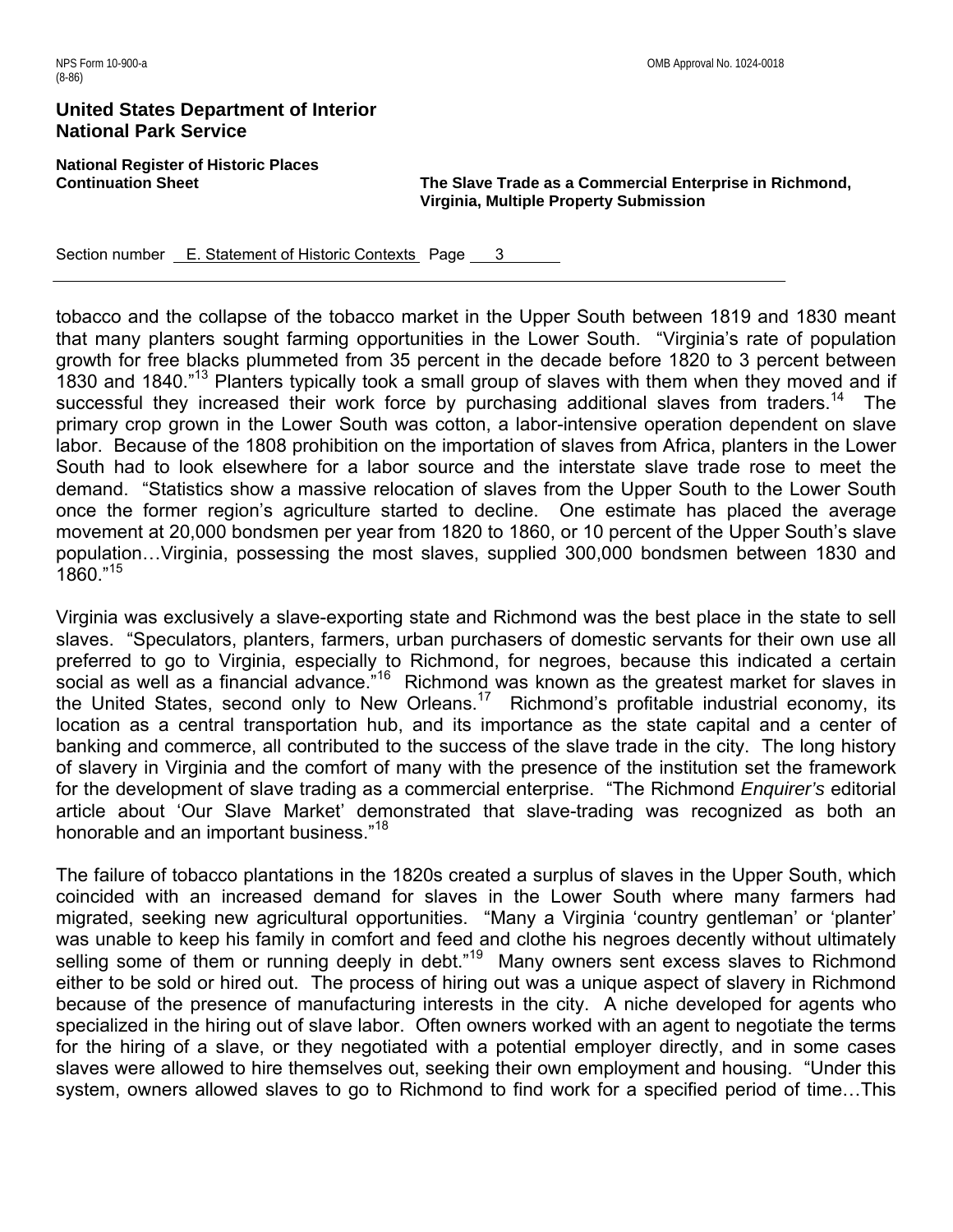tobacco and the collapse of the tobacco market in the Upper South between 1819 and 1830 meant that many planters sought farming opportunities in the Lower South. "Virginia's rate of population growth for free blacks plummeted from 35 percent in the decade before 1820 to 3 percent between 1830 and 1840."[13] Planters typically took a small group of slaves with them when they moved and if successful they increased their work force by purchasing additional slaves from traders.[14] The primary crop grown in the Lower South was cotton, a labor-intensive operation dependent on slave labor. Because of the 1808 prohibition on the importation of slaves from Africa, planters in the Lower South had to look elsewhere for a labor source and the interstate slave trade rose to meet the demand. "Statistics show a massive relocation of slaves from the Upper South to the Lower South once the former region's agriculture started to decline. One estimate has placed the average movement at 20,000 bondsmen per year from 1820 to 1860, or 10 percent of the Upper South's slave population…Virginia, possessing the most slaves, supplied 300,000 bondsmen between 1830 and 1860."[15]

Virginia was exclusively a slave-exporting state and Richmond was the best place in the state to sell slaves. "Speculators, planters, farmers, urban purchasers of domestic servants for their own use all preferred to go to Virginia, especially to Richmond, for negroes, because this indicated a certain social as well as a financial advance."[16] Richmond was known as the greatest market for slaves in the United States, second only to New Orleans.[17] Richmond's profitable industrial economy, its location as a central transportation hub, and its importance as the state capital and a center of banking and commerce, all contributed to the success of the slave trade in the city. The long history of slavery in Virginia and the comfort of many with the presence of the institution set the framework for the development of slave trading as a commercial enterprise. "The Richmond *Enquirer's* editorial article about 'Our Slave Market' demonstrated that slave-trading was recognized as both an honorable and an important business."[18]

The failure of tobacco plantations in the 1820s created a surplus of slaves in the Upper South, which coincided with an increased demand for slaves in the Lower South where many farmers had migrated, seeking new agricultural opportunities. "Many a Virginia 'country gentleman' or 'planter' was unable to keep his family in comfort and feed and clothe his negroes decently without ultimately selling some of them or running deeply in debt."[19] Many owners sent excess slaves to Richmond either to be sold or hired out. The process of hiring out was a unique aspect of slavery in Richmond because of the presence of manufacturing interests in the city. A niche developed for agents who specialized in the hiring out of slave labor. Often owners worked with an agent to negotiate the terms for the hiring of a slave, or they negotiated with a potential employer directly, and in some cases slaves were allowed to hire themselves out, seeking their own employment and housing. "Under this system, owners allowed slaves to go to Richmond to find work for a specified period of time…This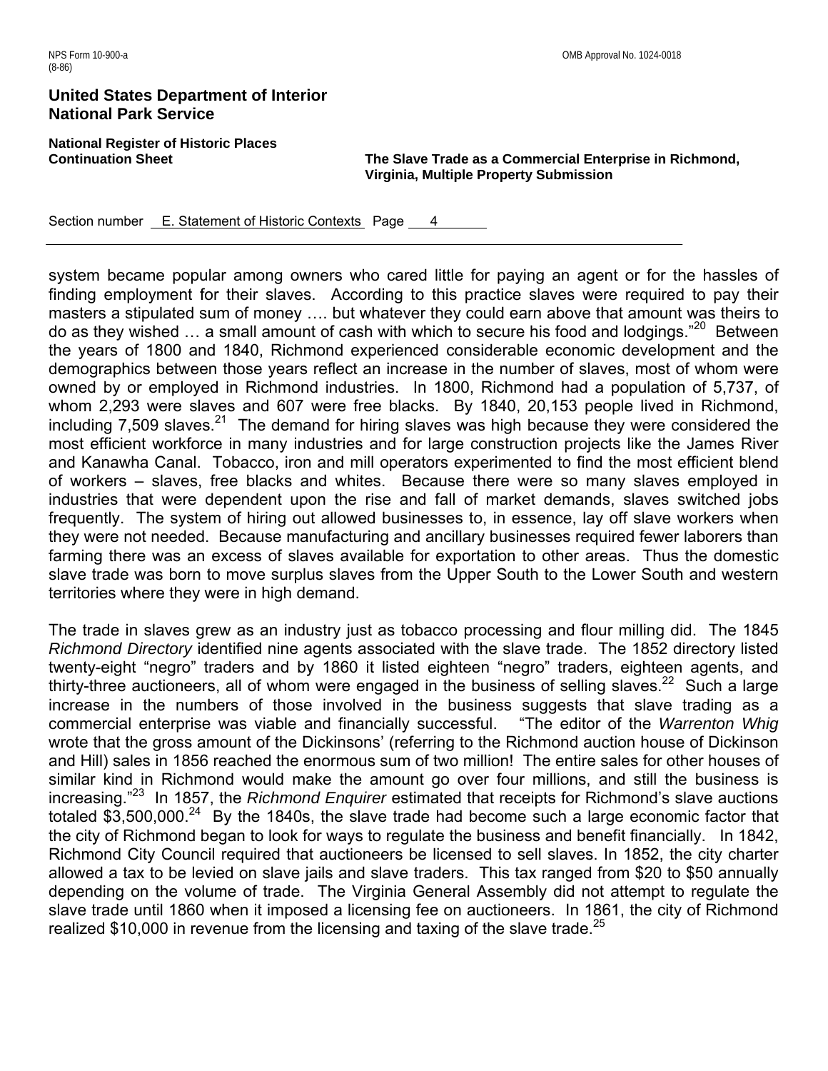system became popular among owners who cared little for paying an agent or for the hassles of finding employment for their slaves. According to this practice slaves were required to pay their masters a stipulated sum of money …. but whatever they could earn above that amount was theirs to do as they wished … a small amount of cash with which to secure his food and lodgings."[20] Between the years of 1800 and 1840, Richmond experienced considerable economic development and the demographics between those years reflect an increase in the number of slaves, most of whom were owned by or employed in Richmond industries. In 1800, Richmond had a population of 5,737, of whom 2,293 were slaves and 607 were free blacks. By 1840, 20,153 people lived in Richmond, including 7,509 slaves.[21] The demand for hiring slaves was high because they were considered the most efficient workforce in many industries and for large construction projects like the James River and Kanawha Canal. Tobacco, iron and mill operators experimented to find the most efficient blend of workers – slaves, free blacks and whites. Because there were so many slaves employed in industries that were dependent upon the rise and fall of market demands, slaves switched jobs frequently. The system of hiring out allowed businesses to, in essence, lay off slave workers when they were not needed. Because manufacturing and ancillary businesses required fewer laborers than farming there was an excess of slaves available for exportation to other areas. Thus the domestic slave trade was born to move surplus slaves from the Upper South to the Lower South and western territories where they were in high demand.

The trade in slaves grew as an industry just as tobacco processing and flour milling did. The 1845 *Richmond Directory* identified nine agents associated with the slave trade. The 1852 directory listed twenty-eight "negro" traders and by 1860 it listed eighteen "negro" traders, eighteen agents, and thirty-three auctioneers, all of whom were engaged in the business of selling slaves.[22] Such a large increase in the numbers of those involved in the business suggests that slave trading as a commercial enterprise was viable and financially successful. "The editor of the *Warrenton Whig* wrote that the gross amount of the Dickinsons' (referring to the Richmond auction house of Dickinson and Hill) sales in 1856 reached the enormous sum of two million! The entire sales for other houses of similar kind in Richmond would make the amount go over four millions, and still the business is increasing."[23] In 1857, the *Richmond Enquirer* estimated that receipts for Richmond's slave auctions totaled $3,500,000.[24] By the 1840s, the slave trade had become such a large economic factor that the city of Richmond began to look for ways to regulate the business and benefit financially. In 1842, Richmond City Council required that auctioneers be licensed to sell slaves. In 1852, the city charter allowed a tax to be levied on slave jails and slave traders. This tax ranged from $20 to $50 annually depending on the volume of trade. The Virginia General Assembly did not attempt to regulate the slave trade until 1860 when it imposed a licensing fee on auctioneers. In 1861, the city of Richmond realized $10,000 in revenue from the licensing and taxing of the slave trade.[25]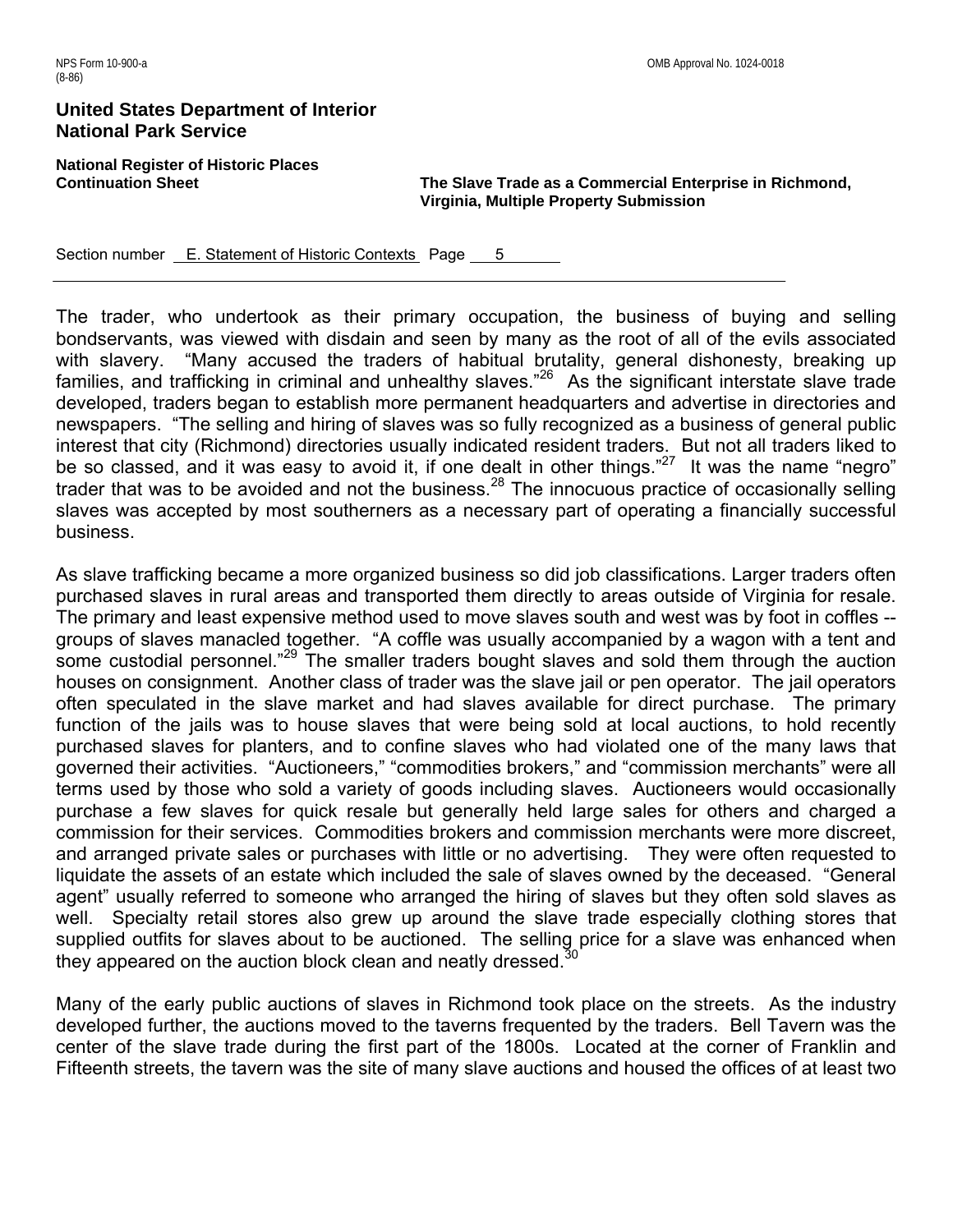The trader, who undertook as their primary occupation, the business of buying and selling bondservants, was viewed with disdain and seen by many as the root of all of the evils associated with slavery. "Many accused the traders of habitual brutality, general dishonesty, breaking up families, and trafficking in criminal and unhealthy slaves."[26] As the significant interstate slave trade developed, traders began to establish more permanent headquarters and advertise in directories and newspapers. "The selling and hiring of slaves was so fully recognized as a business of general public interest that city (Richmond) directories usually indicated resident traders. But not all traders liked to be so classed, and it was easy to avoid it, if one dealt in other things."[27] It was the name "negro" trader that was to be avoided and not the business.[28] The innocuous practice of occasionally selling slaves was accepted by most southerners as a necessary part of operating a financially successful business.

As slave trafficking became a more organized business so did job classifications. Larger traders often purchased slaves in rural areas and transported them directly to areas outside of Virginia for resale. The primary and least expensive method used to move slaves south and west was by foot in coffles -- groups of slaves manacled together. "A coffle was usually accompanied by a wagon with a tent and some custodial personnel."[29] The smaller traders bought slaves and sold them through the auction houses on consignment. Another class of trader was the slave jail or pen operator. The jail operators often speculated in the slave market and had slaves available for direct purchase. The primary function of the jails was to house slaves that were being sold at local auctions, to hold recently purchased slaves for planters, and to confine slaves who had violated one of the many laws that governed their activities. "Auctioneers," "commodities brokers," and "commission merchants" were all terms used by those who sold a variety of goods including slaves. Auctioneers would occasionally purchase a few slaves for quick resale but generally held large sales for others and charged a commission for their services. Commodities brokers and commission merchants were more discreet, and arranged private sales or purchases with little or no advertising. They were often requested to liquidate the assets of an estate which included the sale of slaves owned by the deceased. "General agent" usually referred to someone who arranged the hiring of slaves but they often sold slaves as well. Specialty retail stores also grew up around the slave trade especially clothing stores that supplied outfits for slaves about to be auctioned. The selling price for a slave was enhanced when they appeared on the auction block clean and neatly dressed.[30]

Many of the early public auctions of slaves in Richmond took place on the streets. As the industry developed further, the auctions moved to the taverns frequented by the traders. Bell Tavern was the center of the slave trade during the first part of the 1800s. Located at the corner of Franklin and Fifteenth streets, the tavern was the site of many slave auctions and housed the offices of at least two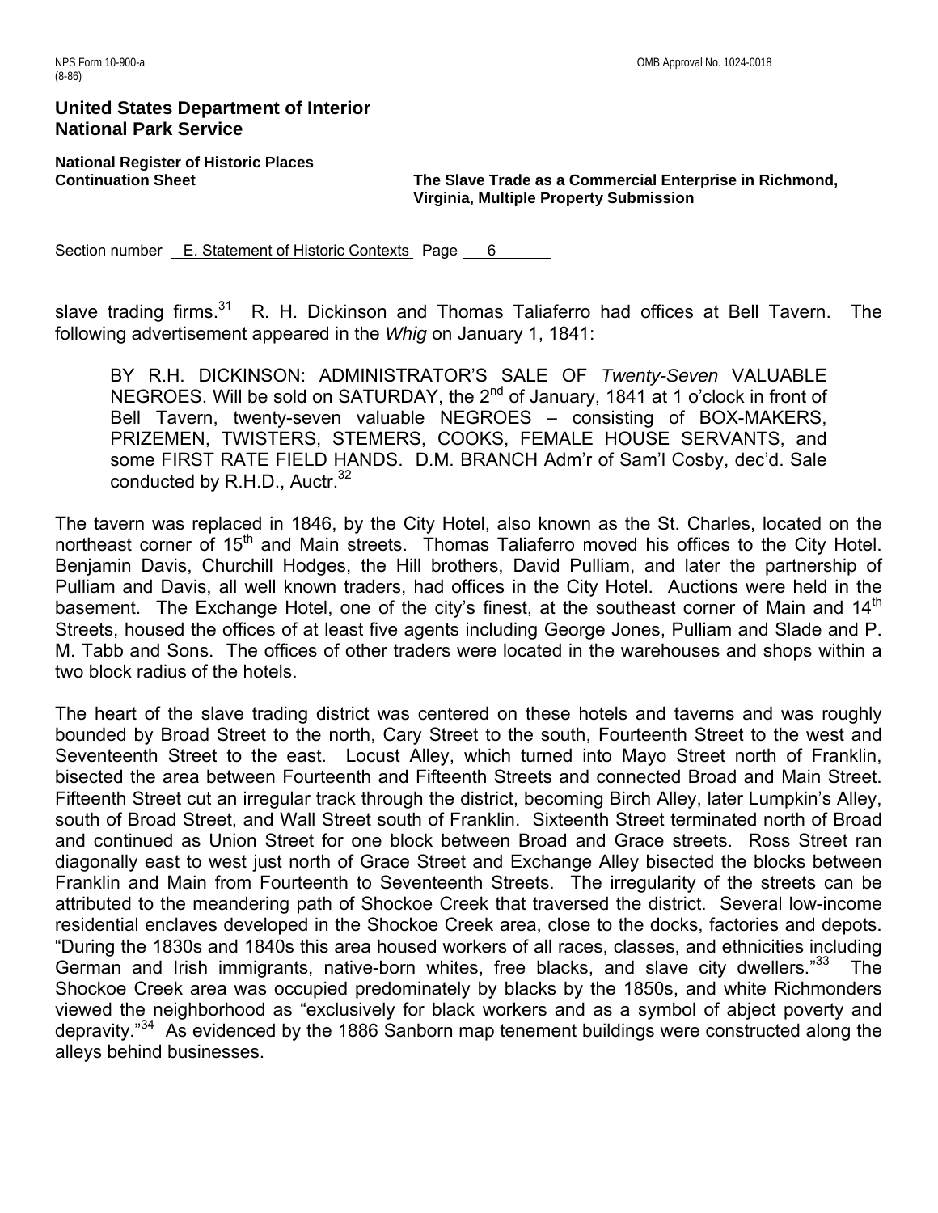slave trading firms.[31] R. H. Dickinson and Thomas Taliaferro had offices at Bell Tavern. The following advertisement appeared in the *Whig* on January 1, 1841:

> BY R.H. DICKINSON: ADMINISTRATOR'S SALE OF *Twenty-Seven* VALUABLE NEGROES. Will be sold on SATURDAY, the 2nd of January, 1841 at 1 o'clock in front of Bell Tavern, twenty-seven valuable NEGROES – consisting of BOX-MAKERS, PRIZEMEN, TWISTERS, STEMERS, COOKS, FEMALE HOUSE SERVANTS, and some FIRST RATE FIELD HANDS. D.M. BRANCH Adm'r of Sam'l Cosby, dec'd. Sale conducted by R.H.D., Auctr.[32]

The tavern was replaced in 1846, by the City Hotel, also known as the St. Charles, located on the northeast corner of 15th and Main streets. Thomas Taliaferro moved his offices to the City Hotel. Benjamin Davis, Churchill Hodges, the Hill brothers, David Pulliam, and later the partnership of Pulliam and Davis, all well known traders, had offices in the City Hotel. Auctions were held in the basement. The Exchange Hotel, one of the city's finest, at the southeast corner of Main and 14th Streets, housed the offices of at least five agents including George Jones, Pulliam and Slade and P. M. Tabb and Sons. The offices of other traders were located in the warehouses and shops within a two block radius of the hotels.

The heart of the slave trading district was centered on these hotels and taverns and was roughly bounded by Broad Street to the north, Cary Street to the south, Fourteenth Street to the west and Seventeenth Street to the east. Locust Alley, which turned into Mayo Street north of Franklin, bisected the area between Fourteenth and Fifteenth Streets and connected Broad and Main Street. Fifteenth Street cut an irregular track through the district, becoming Birch Alley, later Lumpkin's Alley, south of Broad Street, and Wall Street south of Franklin. Sixteenth Street terminated north of Broad and continued as Union Street for one block between Broad and Grace streets. Ross Street ran diagonally east to west just north of Grace Street and Exchange Alley bisected the blocks between Franklin and Main from Fourteenth to Seventeenth Streets. The irregularity of the streets can be attributed to the meandering path of Shockoe Creek that traversed the district. Several low-income residential enclaves developed in the Shockoe Creek area, close to the docks, factories and depots. "During the 1830s and 1840s this area housed workers of all races, classes, and ethnicities including German and Irish immigrants, native-born whites, free blacks, and slave city dwellers."[33] The Shockoe Creek area was occupied predominately by blacks by the 1850s, and white Richmonders viewed the neighborhood as "exclusively for black workers and as a symbol of abject poverty and depravity."[34] As evidenced by the 1886 Sanborn map tenement buildings were constructed along the alleys behind businesses.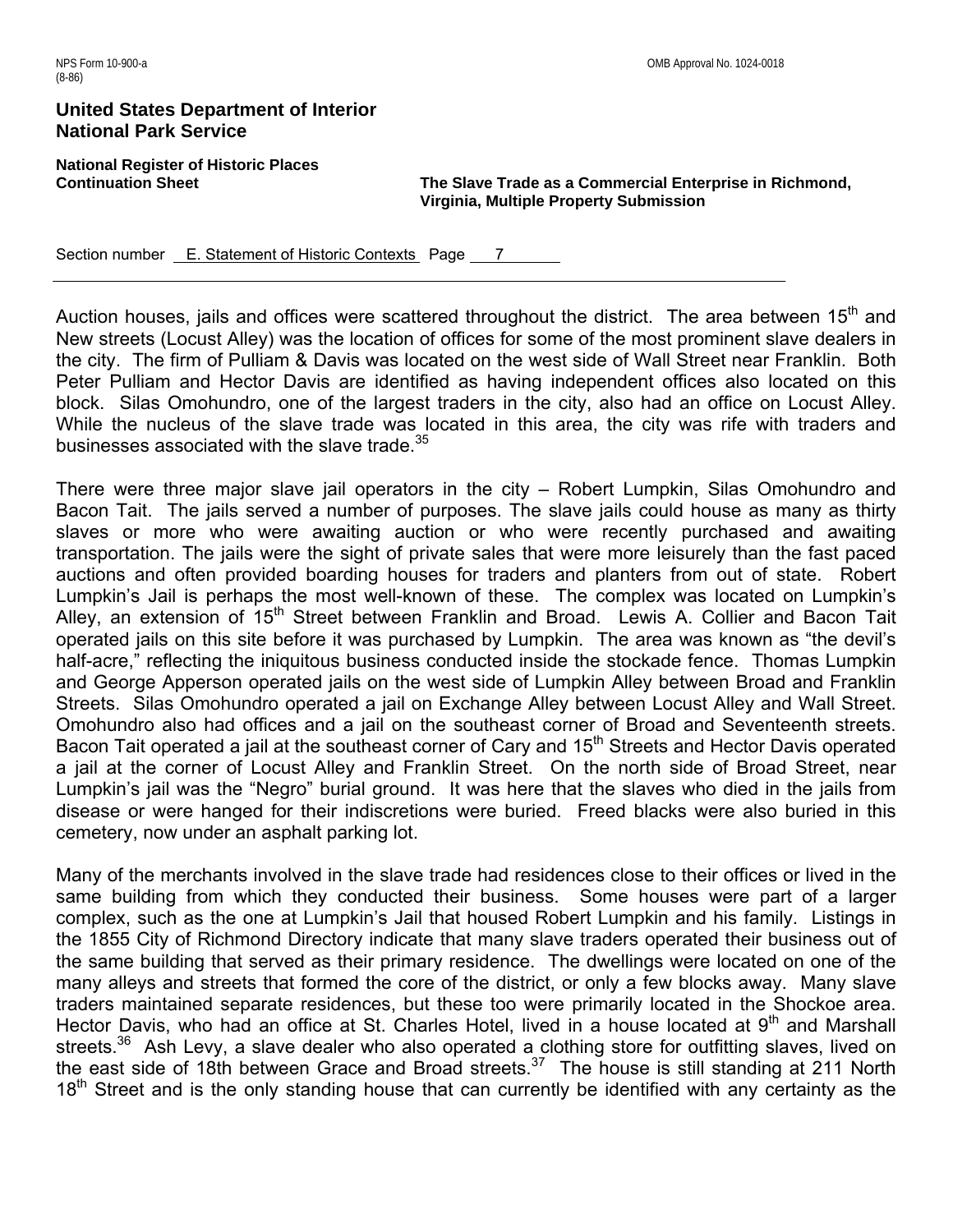Auction houses, jails and offices were scattered throughout the district. The area between 15th and New streets (Locust Alley) was the location of offices for some of the most prominent slave dealers in the city. The firm of Pulliam & Davis was located on the west side of Wall Street near Franklin. Both Peter Pulliam and Hector Davis are identified as having independent offices also located on this block. Silas Omohundro, one of the largest traders in the city, also had an office on Locust Alley. While the nucleus of the slave trade was located in this area, the city was rife with traders and businesses associated with the slave trade.[35]

There were three major slave jail operators in the city – Robert Lumpkin, Silas Omohundro and Bacon Tait. The jails served a number of purposes. The slave jails could house as many as thirty slaves or more who were awaiting auction or who were recently purchased and awaiting transportation. The jails were the sight of private sales that were more leisurely than the fast paced auctions and often provided boarding houses for traders and planters from out of state. Robert Lumpkin's Jail is perhaps the most well-known of these. The complex was located on Lumpkin's Alley, an extension of 15th Street between Franklin and Broad. Lewis A. Collier and Bacon Tait operated jails on this site before it was purchased by Lumpkin. The area was known as "the devil's half-acre," reflecting the iniquitous business conducted inside the stockade fence. Thomas Lumpkin and George Apperson operated jails on the west side of Lumpkin Alley between Broad and Franklin Streets. Silas Omohundro operated a jail on Exchange Alley between Locust Alley and Wall Street. Omohundro also had offices and a jail on the southeast corner of Broad and Seventeenth streets. Bacon Tait operated a jail at the southeast corner of Cary and 15th Streets and Hector Davis operated a jail at the corner of Locust Alley and Franklin Street. On the north side of Broad Street, near Lumpkin's jail was the "Negro" burial ground. It was here that the slaves who died in the jails from disease or were hanged for their indiscretions were buried. Freed blacks were also buried in this cemetery, now under an asphalt parking lot.

Many of the merchants involved in the slave trade had residences close to their offices or lived in the same building from which they conducted their business. Some houses were part of a larger complex, such as the one at Lumpkin's Jail that housed Robert Lumpkin and his family. Listings in the 1855 City of Richmond Directory indicate that many slave traders operated their business out of the same building that served as their primary residence. The dwellings were located on one of the many alleys and streets that formed the core of the district, or only a few blocks away. Many slave traders maintained separate residences, but these too were primarily located in the Shockoe area. Hector Davis, who had an office at St. Charles Hotel, lived in a house located at 9th and Marshall streets.[36] Ash Levy, a slave dealer who also operated a clothing store for outfitting slaves, lived on the east side of 18th between Grace and Broad streets.[37] The house is still standing at 211 North 18th Street and is the only standing house that can currently be identified with any certainty as the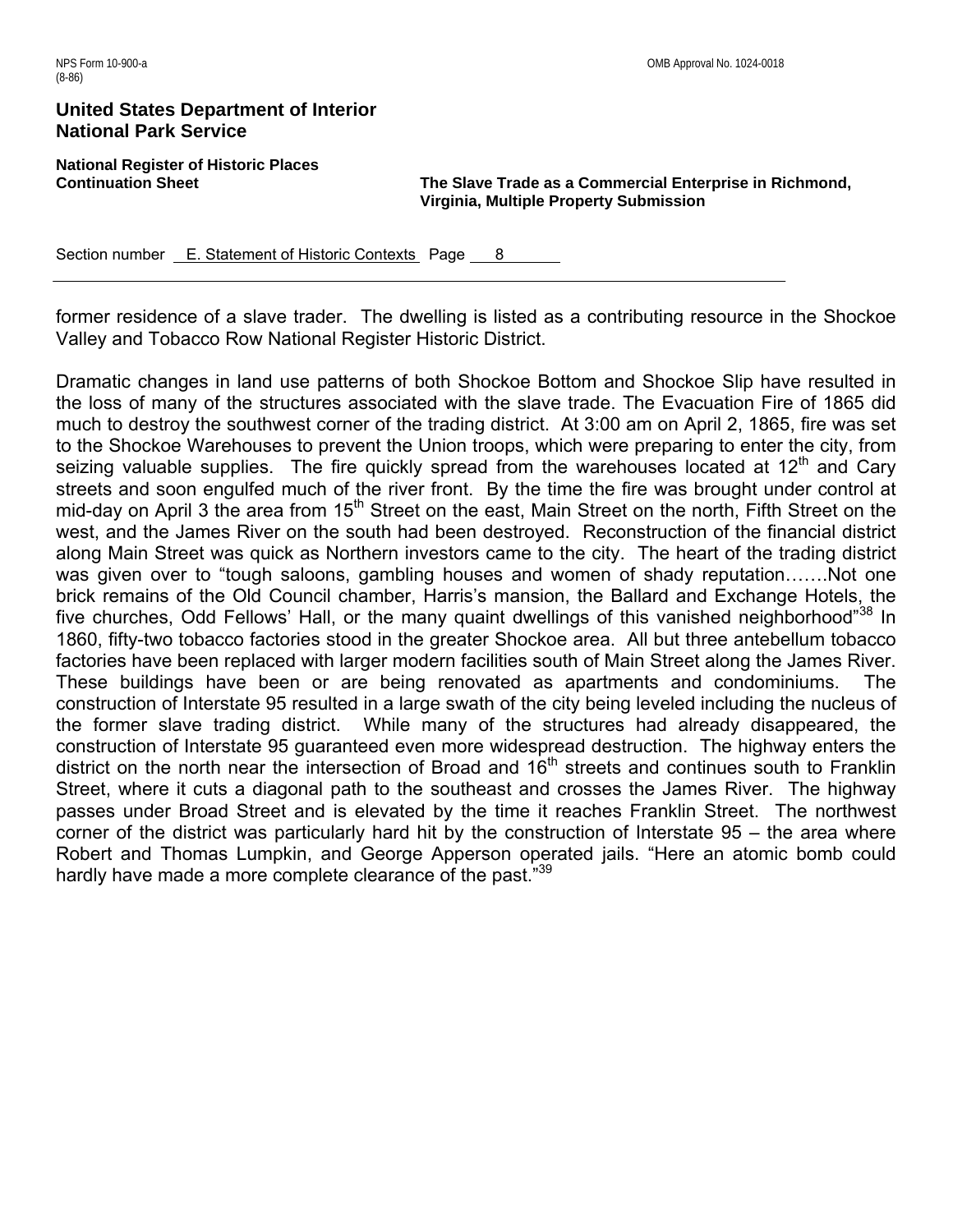former residence of a slave trader. The dwelling is listed as a contributing resource in the Shockoe Valley and Tobacco Row National Register Historic District.

Dramatic changes in land use patterns of both Shockoe Bottom and Shockoe Slip have resulted in the loss of many of the structures associated with the slave trade. The Evacuation Fire of 1865 did much to destroy the southwest corner of the trading district. At 3:00 am on April 2, 1865, fire was set to the Shockoe Warehouses to prevent the Union troops, which were preparing to enter the city, from seizing valuable supplies. The fire quickly spread from the warehouses located at 12th and Cary streets and soon engulfed much of the river front. By the time the fire was brought under control at mid-day on April 3 the area from 15th Street on the east, Main Street on the north, Fifth Street on the west, and the James River on the south had been destroyed. Reconstruction of the financial district along Main Street was quick as Northern investors came to the city. The heart of the trading district was given over to "tough saloons, gambling houses and women of shady reputation…….Not one brick remains of the Old Council chamber, Harris's mansion, the Ballard and Exchange Hotels, the five churches, Odd Fellows' Hall, or the many quaint dwellings of this vanished neighborhood"[38] In 1860, fifty-two tobacco factories stood in the greater Shockoe area. All but three antebellum tobacco factories have been replaced with larger modern facilities south of Main Street along the James River. These buildings have been or are being renovated as apartments and condominiums. The construction of Interstate 95 resulted in a large swath of the city being leveled including the nucleus of the former slave trading district. While many of the structures had already disappeared, the construction of Interstate 95 guaranteed even more widespread destruction. The highway enters the district on the north near the intersection of Broad and 16th streets and continues south to Franklin Street, where it cuts a diagonal path to the southeast and crosses the James River. The highway passes under Broad Street and is elevated by the time it reaches Franklin Street. The northwest corner of the district was particularly hard hit by the construction of Interstate 95 – the area where Robert and Thomas Lumpkin, and George Apperson operated jails. "Here an atomic bomb could hardly have made a more complete clearance of the past."[39]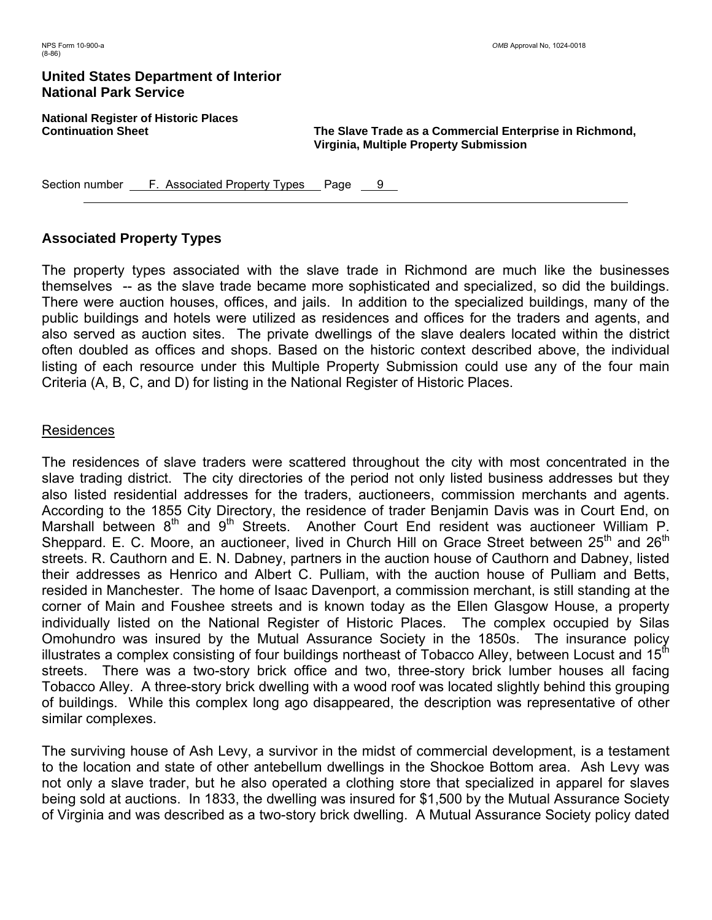## Associated Property Types

The property types associated with the slave trade in Richmond are much like the businesses themselves -- as the slave trade became more sophisticated and specialized, so did the buildings. There were auction houses, offices, and jails. In addition to the specialized buildings, many of the public buildings and hotels were utilized as residences and offices for the traders and agents, and also served as auction sites. The private dwellings of the slave dealers located within the district often doubled as offices and shops. Based on the historic context described above, the individual listing of each resource under this Multiple Property Submission could use any of the four main Criteria (A, B, C, and D) for listing in the National Register of Historic Places.

### Residences

The residences of slave traders were scattered throughout the city with most concentrated in the slave trading district. The city directories of the period not only listed business addresses but they also listed residential addresses for the traders, auctioneers, commission merchants and agents. According to the 1855 City Directory, the residence of trader Benjamin Davis was in Court End, on Marshall between 8th and 9th Streets. Another Court End resident was auctioneer William P. Sheppard. E. C. Moore, an auctioneer, lived in Church Hill on Grace Street between 25th and 26th streets. R. Cauthorn and E. N. Dabney, partners in the auction house of Cauthorn and Dabney, listed their addresses as Henrico and Albert C. Pulliam, with the auction house of Pulliam and Betts, resided in Manchester. The home of Isaac Davenport, a commission merchant, is still standing at the corner of Main and Foushee streets and is known today as the Ellen Glasgow House, a property individually listed on the National Register of Historic Places. The complex occupied by Silas Omohundro was insured by the Mutual Assurance Society in the 1850s. The insurance policy illustrates a complex consisting of four buildings northeast of Tobacco Alley, between Locust and 15th streets. There was a two-story brick office and two, three-story brick lumber houses all facing Tobacco Alley. A three-story brick dwelling with a wood roof was located slightly behind this grouping of buildings. While this complex long ago disappeared, the description was representative of other similar complexes.

The surviving house of Ash Levy, a survivor in the midst of commercial development, is a testament to the location and state of other antebellum dwellings in the Shockoe Bottom area. Ash Levy was not only a slave trader, but he also operated a clothing store that specialized in apparel for slaves being sold at auctions. In 1833, the dwelling was insured for $1,500 by the Mutual Assurance Society of Virginia and was described as a two-story brick dwelling. A Mutual Assurance Society policy dated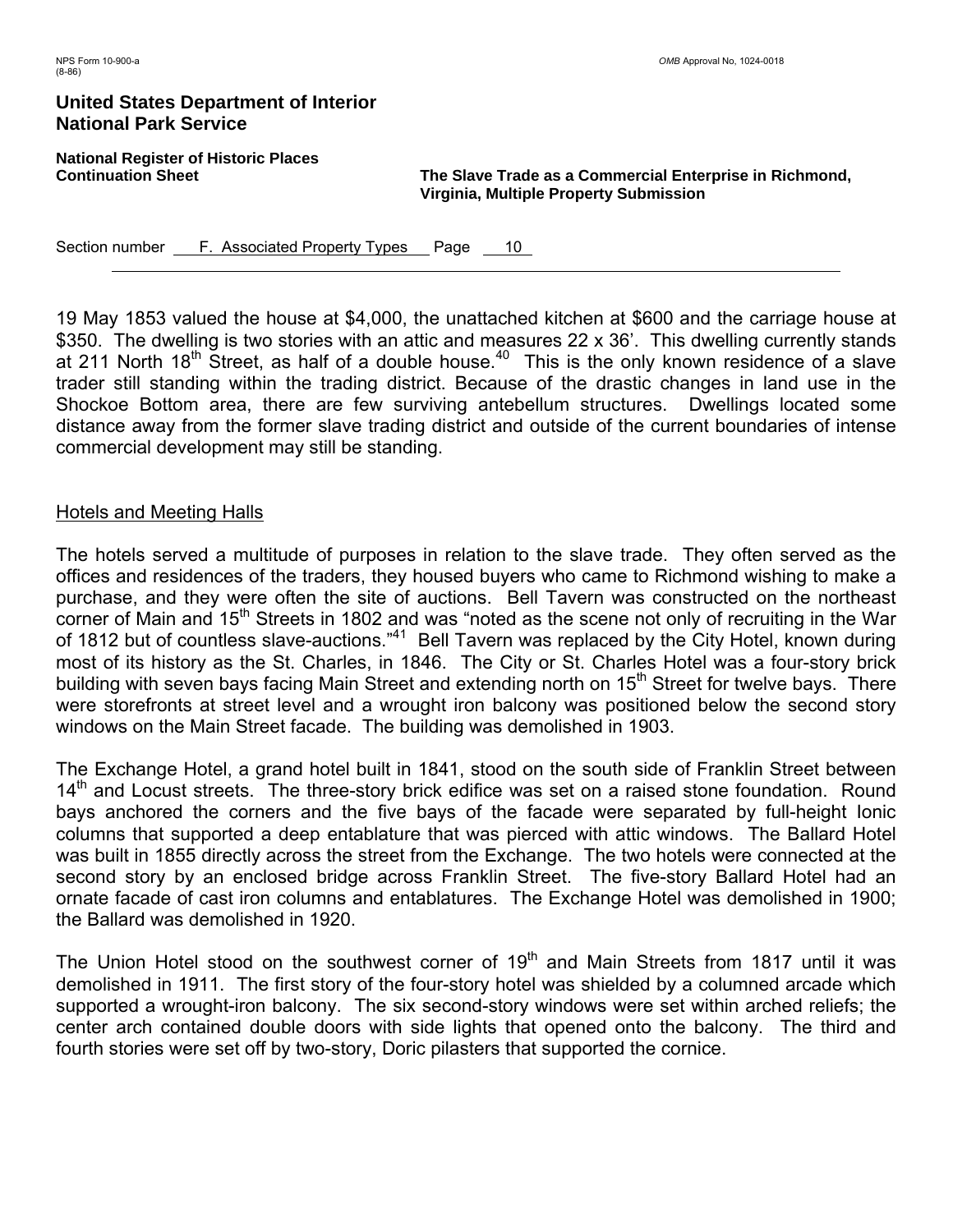19 May 1853 valued the house at $4,000, the unattached kitchen at $600 and the carriage house at $350. The dwelling is two stories with an attic and measures 22 x 36'. This dwelling currently stands at 211 North 18th Street, as half of a double house.[40] This is the only known residence of a slave trader still standing within the trading district. Because of the drastic changes in land use in the Shockoe Bottom area, there are few surviving antebellum structures. Dwellings located some distance away from the former slave trading district and outside of the current boundaries of intense commercial development may still be standing.

## Hotels and Meeting Halls

The hotels served a multitude of purposes in relation to the slave trade. They often served as the offices and residences of the traders, they housed buyers who came to Richmond wishing to make a purchase, and they were often the site of auctions. Bell Tavern was constructed on the northeast corner of Main and 15th Streets in 1802 and was "noted as the scene not only of recruiting in the War of 1812 but of countless slave-auctions."[41] Bell Tavern was replaced by the City Hotel, known during most of its history as the St. Charles, in 1846. The City or St. Charles Hotel was a four-story brick building with seven bays facing Main Street and extending north on 15th Street for twelve bays. There were storefronts at street level and a wrought iron balcony was positioned below the second story windows on the Main Street facade. The building was demolished in 1903.

The Exchange Hotel, a grand hotel built in 1841, stood on the south side of Franklin Street between 14th and Locust streets. The three-story brick edifice was set on a raised stone foundation. Round bays anchored the corners and the five bays of the facade were separated by full-height Ionic columns that supported a deep entablature that was pierced with attic windows. The Ballard Hotel was built in 1855 directly across the street from the Exchange. The two hotels were connected at the second story by an enclosed bridge across Franklin Street. The five-story Ballard Hotel had an ornate facade of cast iron columns and entablatures. The Exchange Hotel was demolished in 1900; the Ballard was demolished in 1920.

The Union Hotel stood on the southwest corner of 19th and Main Streets from 1817 until it was demolished in 1911. The first story of the four-story hotel was shielded by a columned arcade which supported a wrought-iron balcony. The six second-story windows were set within arched reliefs; the center arch contained double doors with side lights that opened onto the balcony. The third and fourth stories were set off by two-story, Doric pilasters that supported the cornice.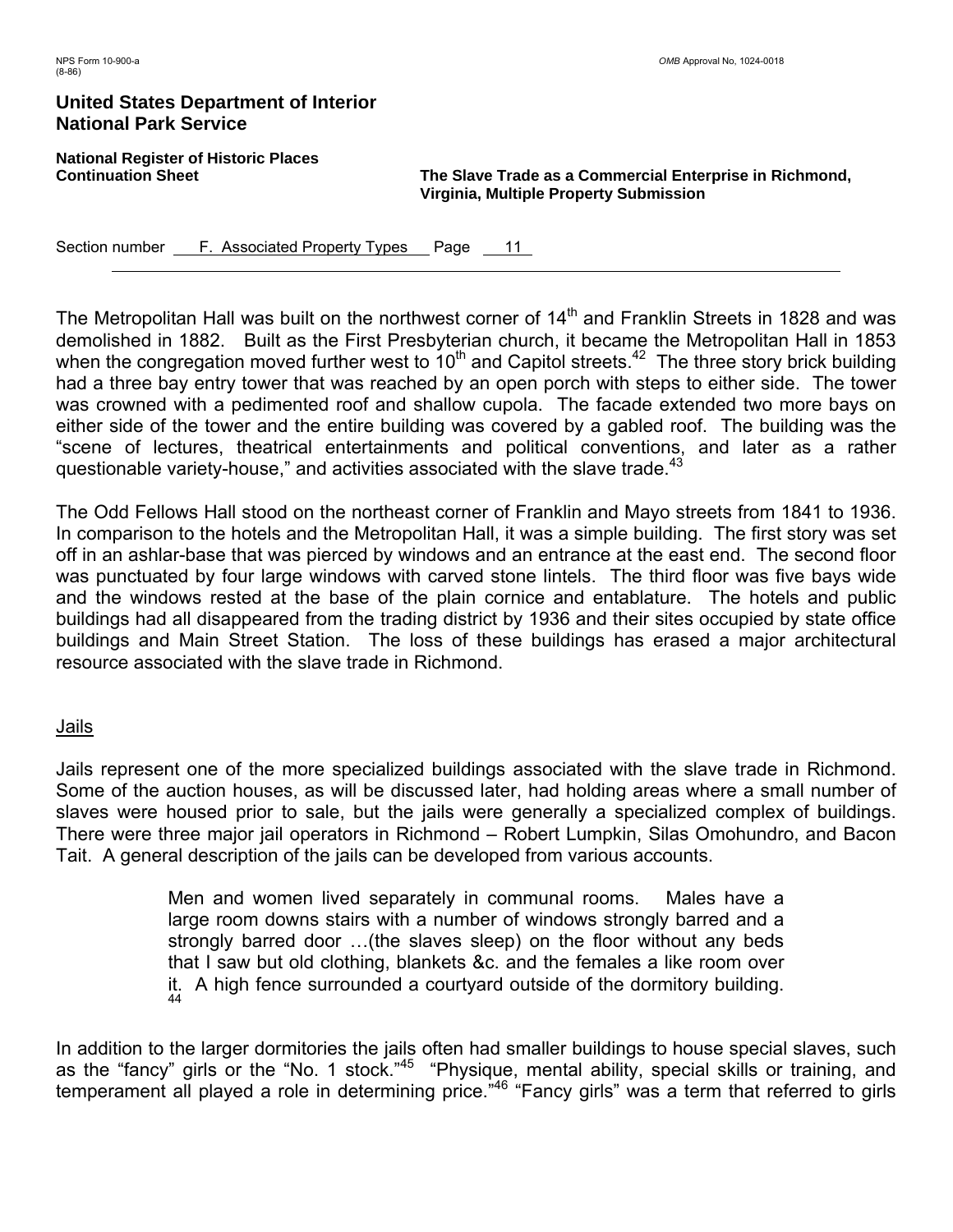The Metropolitan Hall was built on the northwest corner of 14th and Franklin Streets in 1828 and was demolished in 1882. Built as the First Presbyterian church, it became the Metropolitan Hall in 1853 when the congregation moved further west to 10th and Capitol streets.[42] The three story brick building had a three bay entry tower that was reached by an open porch with steps to either side. The tower was crowned with a pedimented roof and shallow cupola. The facade extended two more bays on either side of the tower and the entire building was covered by a gabled roof. The building was the "scene of lectures, theatrical entertainments and political conventions, and later as a rather questionable variety-house," and activities associated with the slave trade.[43]

The Odd Fellows Hall stood on the northeast corner of Franklin and Mayo streets from 1841 to 1936. In comparison to the hotels and the Metropolitan Hall, it was a simple building. The first story was set off in an ashlar-base that was pierced by windows and an entrance at the east end. The second floor was punctuated by four large windows with carved stone lintels. The third floor was five bays wide and the windows rested at the base of the plain cornice and entablature. The hotels and public buildings had all disappeared from the trading district by 1936 and their sites occupied by state office buildings and Main Street Station. The loss of these buildings has erased a major architectural resource associated with the slave trade in Richmond.

## Jails

Jails represent one of the more specialized buildings associated with the slave trade in Richmond. Some of the auction houses, as will be discussed later, had holding areas where a small number of slaves were housed prior to sale, but the jails were generally a specialized complex of buildings. There were three major jail operators in Richmond – Robert Lumpkin, Silas Omohundro, and Bacon Tait. A general description of the jails can be developed from various accounts.

> Men and women lived separately in communal rooms. Males have a large room downs stairs with a number of windows strongly barred and a strongly barred door …(the slaves sleep) on the floor without any beds that I saw but old clothing, blankets &c. and the females a like room over it. A high fence surrounded a courtyard outside of the dormitory building.[44]

In addition to the larger dormitories the jails often had smaller buildings to house special slaves, such as the "fancy" girls or the "No. 1 stock."[45] "Physique, mental ability, special skills or training, and temperament all played a role in determining price."[46] "Fancy girls" was a term that referred to girls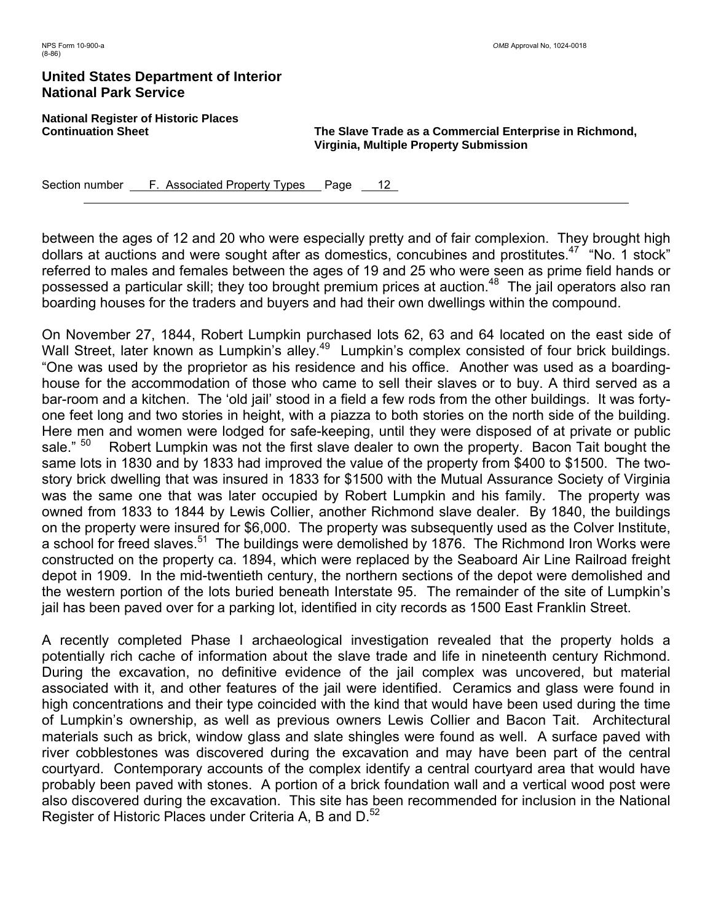between the ages of 12 and 20 who were especially pretty and of fair complexion. They brought high dollars at auctions and were sought after as domestics, concubines and prostitutes.[47] "No. 1 stock" referred to males and females between the ages of 19 and 25 who were seen as prime field hands or possessed a particular skill; they too brought premium prices at auction.[48] The jail operators also ran boarding houses for the traders and buyers and had their own dwellings within the compound.

On November 27, 1844, Robert Lumpkin purchased lots 62, 63 and 64 located on the east side of Wall Street, later known as Lumpkin's alley.[49] Lumpkin's complex consisted of four brick buildings. "One was used by the proprietor as his residence and his office. Another was used as a boarding-house for the accommodation of those who came to sell their slaves or to buy. A third served as a bar-room and a kitchen. The 'old jail' stood in a field a few rods from the other buildings. It was forty-one feet long and two stories in height, with a piazza to both stories on the north side of the building. Here men and women were lodged for safe-keeping, until they were disposed of at private or public sale." [50] Robert Lumpkin was not the first slave dealer to own the property. Bacon Tait bought the same lots in 1830 and by 1833 had improved the value of the property from $400 to $1500. The two-story brick dwelling that was insured in 1833 for $1500 with the Mutual Assurance Society of Virginia was the same one that was later occupied by Robert Lumpkin and his family. The property was owned from 1833 to 1844 by Lewis Collier, another Richmond slave dealer. By 1840, the buildings on the property were insured for $6,000. The property was subsequently used as the Colver Institute, a school for freed slaves.[51] The buildings were demolished by 1876. The Richmond Iron Works were constructed on the property ca. 1894, which were replaced by the Seaboard Air Line Railroad freight depot in 1909. In the mid-twentieth century, the northern sections of the depot were demolished and the western portion of the lots buried beneath Interstate 95. The remainder of the site of Lumpkin's jail has been paved over for a parking lot, identified in city records as 1500 East Franklin Street.

A recently completed Phase I archaeological investigation revealed that the property holds a potentially rich cache of information about the slave trade and life in nineteenth century Richmond. During the excavation, no definitive evidence of the jail complex was uncovered, but material associated with it, and other features of the jail were identified. Ceramics and glass were found in high concentrations and their type coincided with the kind that would have been used during the time of Lumpkin's ownership, as well as previous owners Lewis Collier and Bacon Tait. Architectural materials such as brick, window glass and slate shingles were found as well. A surface paved with river cobblestones was discovered during the excavation and may have been part of the central courtyard. Contemporary accounts of the complex identify a central courtyard area that would have probably been paved with stones. A portion of a brick foundation wall and a vertical wood post were also discovered during the excavation. This site has been recommended for inclusion in the National Register of Historic Places under Criteria A, B and D.[52]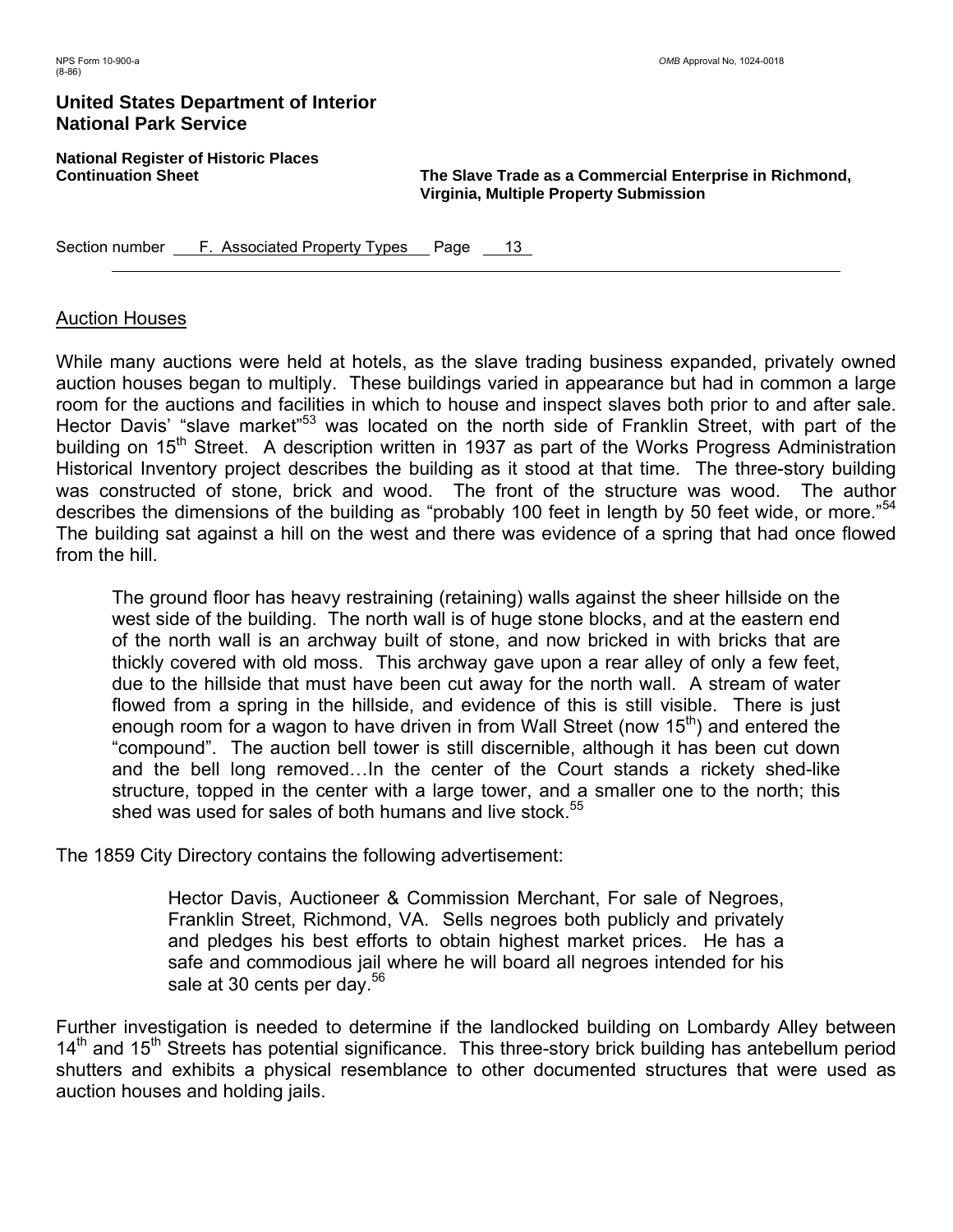## Auction Houses

While many auctions were held at hotels, as the slave trading business expanded, privately owned auction houses began to multiply. These buildings varied in appearance but had in common a large room for the auctions and facilities in which to house and inspect slaves both prior to and after sale. Hector Davis' "slave market"[53] was located on the north side of Franklin Street, with part of the building on 15th Street. A description written in 1937 as part of the Works Progress Administration Historical Inventory project describes the building as it stood at that time. The three-story building was constructed of stone, brick and wood. The front of the structure was wood. The author describes the dimensions of the building as "probably 100 feet in length by 50 feet wide, or more."[54] The building sat against a hill on the west and there was evidence of a spring that had once flowed from the hill.

> The ground floor has heavy restraining (retaining) walls against the sheer hillside on the west side of the building. The north wall is of huge stone blocks, and at the eastern end of the north wall is an archway built of stone, and now bricked in with bricks that are thickly covered with old moss. This archway gave upon a rear alley of only a few feet, due to the hillside that must have been cut away for the north wall. A stream of water flowed from a spring in the hillside, and evidence of this is still visible. There is just enough room for a wagon to have driven in from Wall Street (now 15th) and entered the "compound". The auction bell tower is still discernible, although it has been cut down and the bell long removed…In the center of the Court stands a rickety shed-like structure, topped in the center with a large tower, and a smaller one to the north; this shed was used for sales of both humans and live stock.[55]

The 1859 City Directory contains the following advertisement:

> Hector Davis, Auctioneer & Commission Merchant, For sale of Negroes, Franklin Street, Richmond, VA. Sells negroes both publicly and privately and pledges his best efforts to obtain highest market prices. He has a safe and commodious jail where he will board all negroes intended for his sale at 30 cents per day.[56]

Further investigation is needed to determine if the landlocked building on Lombardy Alley between 14th and 15th Streets has potential significance. This three-story brick building has antebellum period shutters and exhibits a physical resemblance to other documented structures that were used as auction houses and holding jails.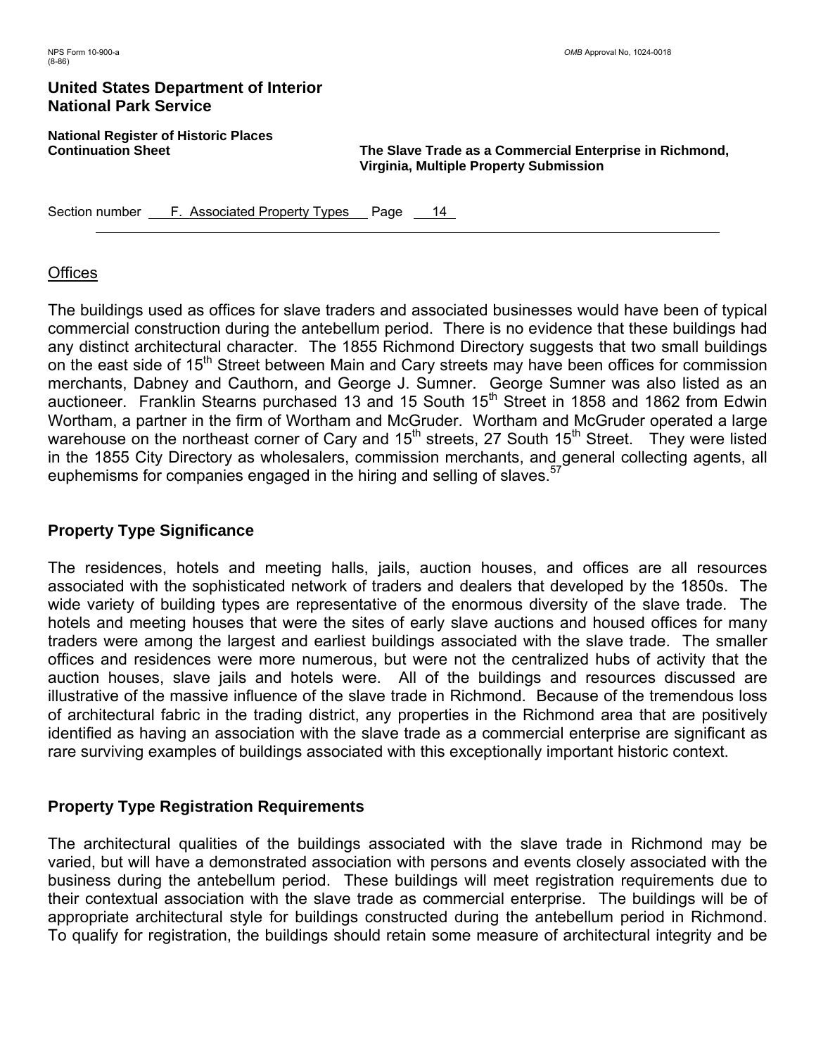## Offices

The buildings used as offices for slave traders and associated businesses would have been of typical commercial construction during the antebellum period. There is no evidence that these buildings had any distinct architectural character. The 1855 Richmond Directory suggests that two small buildings on the east side of 15th Street between Main and Cary streets may have been offices for commission merchants, Dabney and Cauthorn, and George J. Sumner. George Sumner was also listed as an auctioneer. Franklin Stearns purchased 13 and 15 South 15th Street in 1858 and 1862 from Edwin Wortham, a partner in the firm of Wortham and McGruder. Wortham and McGruder operated a large warehouse on the northeast corner of Cary and 15th streets, 27 South 15th Street. They were listed in the 1855 City Directory as wholesalers, commission merchants, and general collecting agents, all euphemisms for companies engaged in the hiring and selling of slaves.[57]

## Property Type Significance

The residences, hotels and meeting halls, jails, auction houses, and offices are all resources associated with the sophisticated network of traders and dealers that developed by the 1850s. The wide variety of building types are representative of the enormous diversity of the slave trade. The hotels and meeting houses that were the sites of early slave auctions and housed offices for many traders were among the largest and earliest buildings associated with the slave trade. The smaller offices and residences were more numerous, but were not the centralized hubs of activity that the auction houses, slave jails and hotels were. All of the buildings and resources discussed are illustrative of the massive influence of the slave trade in Richmond. Because of the tremendous loss of architectural fabric in the trading district, any properties in the Richmond area that are positively identified as having an association with the slave trade as a commercial enterprise are significant as rare surviving examples of buildings associated with this exceptionally important historic context.

## Property Type Registration Requirements

The architectural qualities of the buildings associated with the slave trade in Richmond may be varied, but will have a demonstrated association with persons and events closely associated with the business during the antebellum period. These buildings will meet registration requirements due to their contextual association with the slave trade as commercial enterprise. The buildings will be of appropriate architectural style for buildings constructed during the antebellum period in Richmond. To qualify for registration, the buildings should retain some measure of architectural integrity and be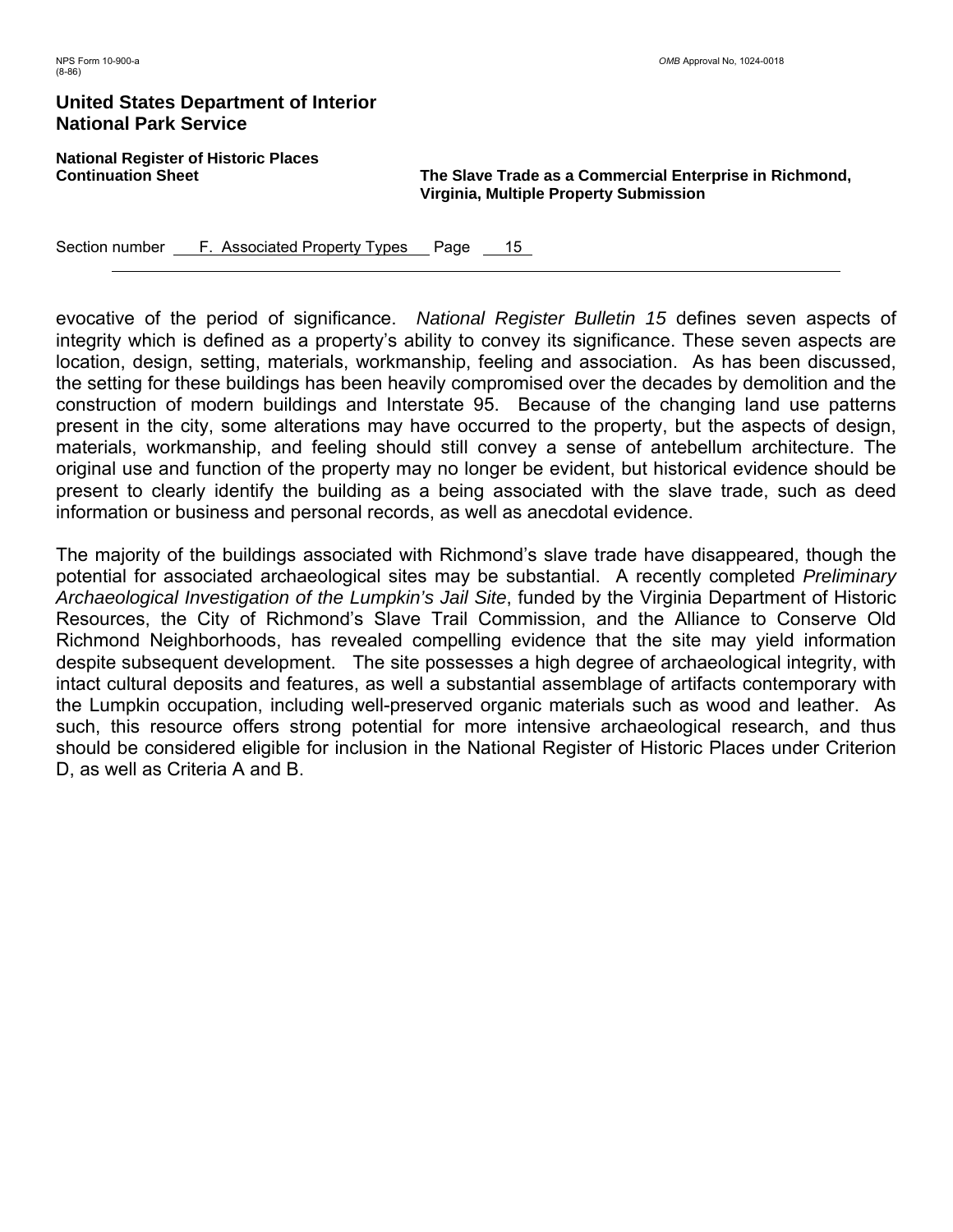evocative of the period of significance. *National Register Bulletin 15* defines seven aspects of integrity which is defined as a property's ability to convey its significance. These seven aspects are location, design, setting, materials, workmanship, feeling and association. As has been discussed, the setting for these buildings has been heavily compromised over the decades by demolition and the construction of modern buildings and Interstate 95. Because of the changing land use patterns present in the city, some alterations may have occurred to the property, but the aspects of design, materials, workmanship, and feeling should still convey a sense of antebellum architecture. The original use and function of the property may no longer be evident, but historical evidence should be present to clearly identify the building as a being associated with the slave trade, such as deed information or business and personal records, as well as anecdotal evidence.

The majority of the buildings associated with Richmond's slave trade have disappeared, though the potential for associated archaeological sites may be substantial. A recently completed *Preliminary Archaeological Investigation of the Lumpkin's Jail Site*, funded by the Virginia Department of Historic Resources, the City of Richmond's Slave Trail Commission, and the Alliance to Conserve Old Richmond Neighborhoods, has revealed compelling evidence that the site may yield information despite subsequent development. The site possesses a high degree of archaeological integrity, with intact cultural deposits and features, as well a substantial assemblage of artifacts contemporary with the Lumpkin occupation, including well-preserved organic materials such as wood and leather. As such, this resource offers strong potential for more intensive archaeological research, and thus should be considered eligible for inclusion in the National Register of Historic Places under Criterion D, as well as Criteria A and B.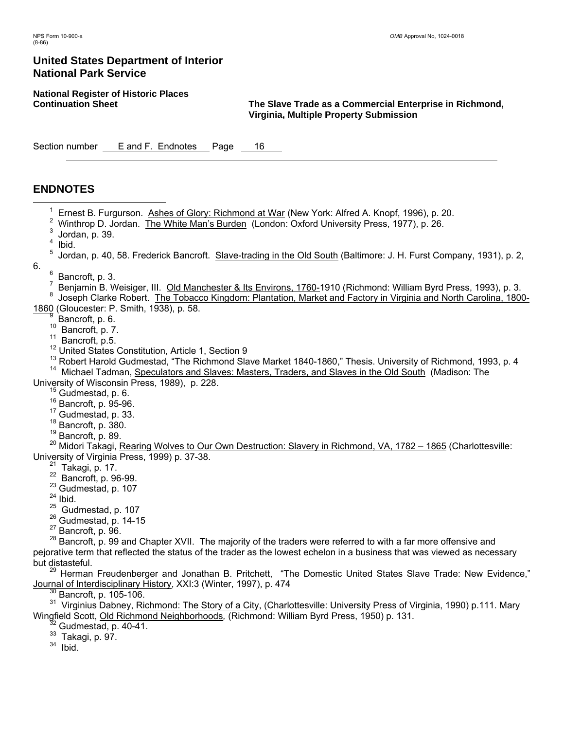## ENDNOTES

[1] Ernest B. Furgurson. Ashes of Glory: Richmond at War (New York: Alfred A. Knopf, 1996), p. 20.

[2] Winthrop D. Jordan. The White Man's Burden (London: Oxford University Press, 1977), p. 26.

[3] Jordan, p. 39.

[4] Ibid.

[5] Jordan, p. 40, 58. Frederick Bancroft. Slave-trading in the Old South (Baltimore: J. H. Furst Company, 1931), p. 2, 6.

[6] Bancroft, p. 3.

[7] Benjamin B. Weisiger, III. Old Manchester & Its Environs, 1760-1910 (Richmond: William Byrd Press, 1993), p. 3.

[8] Joseph Clarke Robert. The Tobacco Kingdom: Plantation, Market and Factory in Virginia and North Carolina, 1800-1860 (Gloucester: P. Smith, 1938), p. 58.

[9] Bancroft, p. 6.

[10] Bancroft, p. 7.

[11] Bancroft, p.5.

[12] United States Constitution, Article 1, Section 9

[13] Robert Harold Gudmestad, "The Richmond Slave Market 1840-1860," Thesis. University of Richmond, 1993, p. 4

[14] Michael Tadman, Speculators and Slaves: Masters, Traders, and Slaves in the Old South (Madison: The University of Wisconsin Press, 1989), p. 228.

[15] Gudmestad, p. 6.

[16] Bancroft, p. 95-96.

[17] Gudmestad, p. 33.

[18] Bancroft, p. 380.

[19] Bancroft, p. 89.

[20] Midori Takagi, Rearing Wolves to Our Own Destruction: Slavery in Richmond, VA, 1782 – 1865 (Charlottesville: University of Virginia Press, 1999) p. 37-38.

[21] Takagi, p. 17.

[22] Bancroft, p. 96-99.

[23] Gudmestad, p. 107

[24] Ibid.

[25] Gudmestad, p. 107

[26] Gudmestad, p. 14-15

[27] Bancroft, p. 96.

[28] Bancroft, p. 99 and Chapter XVII. The majority of the traders were referred to with a far more offensive and pejorative term that reflected the status of the trader as the lowest echelon in a business that was viewed as necessary but distasteful.

[29] Herman Freudenberger and Jonathan B. Pritchett, "The Domestic United States Slave Trade: New Evidence," Journal of Interdisciplinary History, XXI:3 (Winter, 1997), p. 474

[30] Bancroft, p. 105-106.

[31] Virginius Dabney, Richmond: The Story of a City, (Charlottesville: University Press of Virginia, 1990) p.111. Mary Wingfield Scott, Old Richmond Neighborhoods, (Richmond: William Byrd Press, 1950) p. 131.

[32] Gudmestad, p. 40-41.

[33] Takagi, p. 97.

[34] Ibid.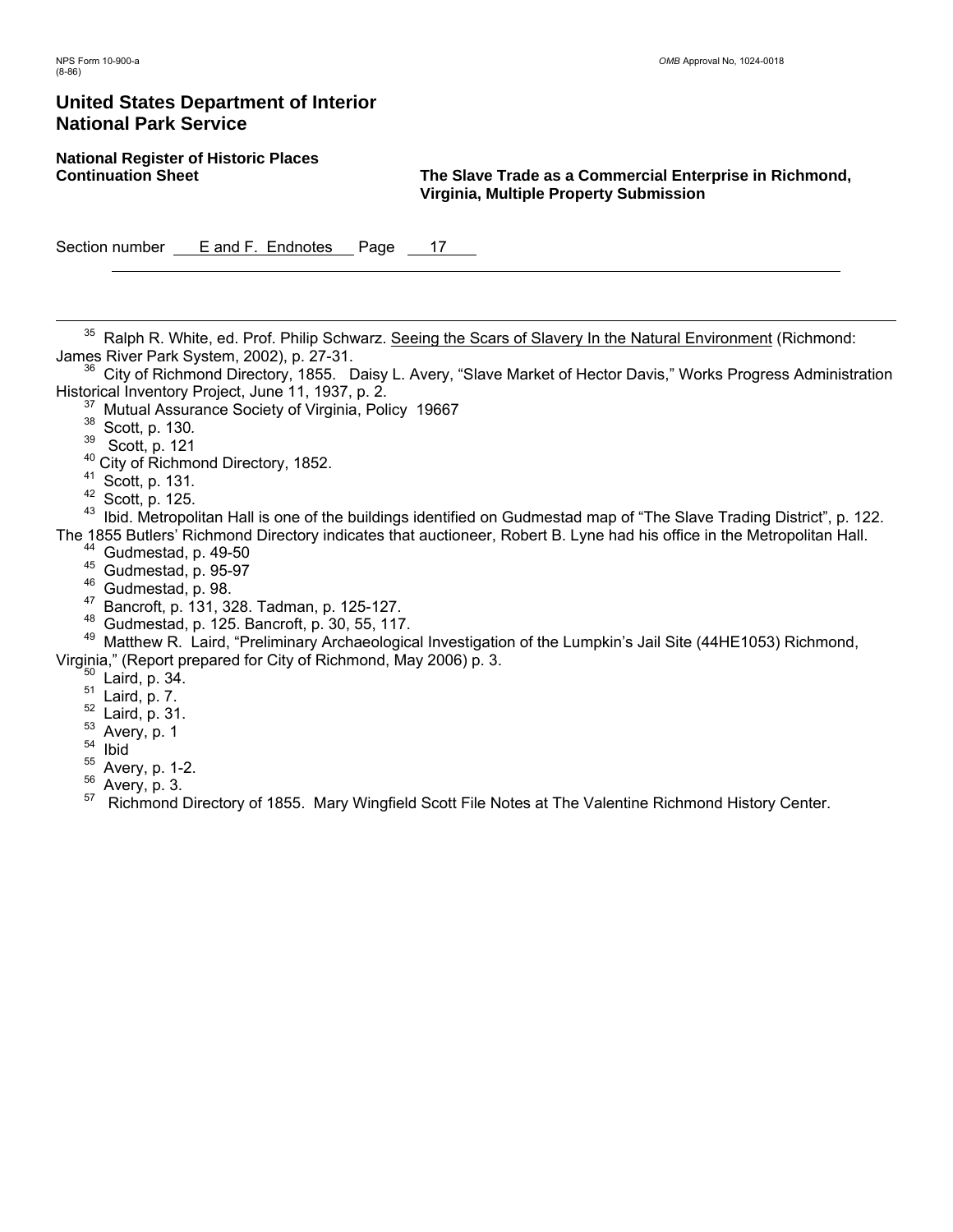Section number E and F. Endnotes Page 17

[35] Ralph R. White, ed. Prof. Philip Schwarz. Seeing the Scars of Slavery In the Natural Environment (Richmond: James River Park System, 2002), p. 27-31.

[36] City of Richmond Directory, 1855. Daisy L. Avery, "Slave Market of Hector Davis," Works Progress Administration Historical Inventory Project, June 11, 1937, p. 2.

[37] Mutual Assurance Society of Virginia, Policy 19667

[38] Scott, p. 130.

[39] Scott, p. 121

[40] City of Richmond Directory, 1852.

[41] Scott, p. 131.

[42] Scott, p. 125.

[43] Ibid. Metropolitan Hall is one of the buildings identified on Gudmestad map of "The Slave Trading District", p. 122. The 1855 Butlers' Richmond Directory indicates that auctioneer, Robert B. Lyne had his office in the Metropolitan Hall.

[44] Gudmestad, p. 49-50

[45] Gudmestad, p. 95-97

[46] Gudmestad, p. 98.

[47] Bancroft, p. 131, 328. Tadman, p. 125-127.

[48] Gudmestad, p. 125. Bancroft, p. 30, 55, 117.

[49] Matthew R. Laird, "Preliminary Archaeological Investigation of the Lumpkin's Jail Site (44HE1053) Richmond, Virginia," (Report prepared for City of Richmond, May 2006) p. 3.

[50] Laird, p. 34.

[51] Laird, p. 7.

[52] Laird, p. 31.

[53] Avery, p. 1

[54] Ibid

[55] Avery, p. 1-2.

[56] Avery, p. 3.

[57] Richmond Directory of 1855. Mary Wingfield Scott File Notes at The Valentine Richmond History Center.